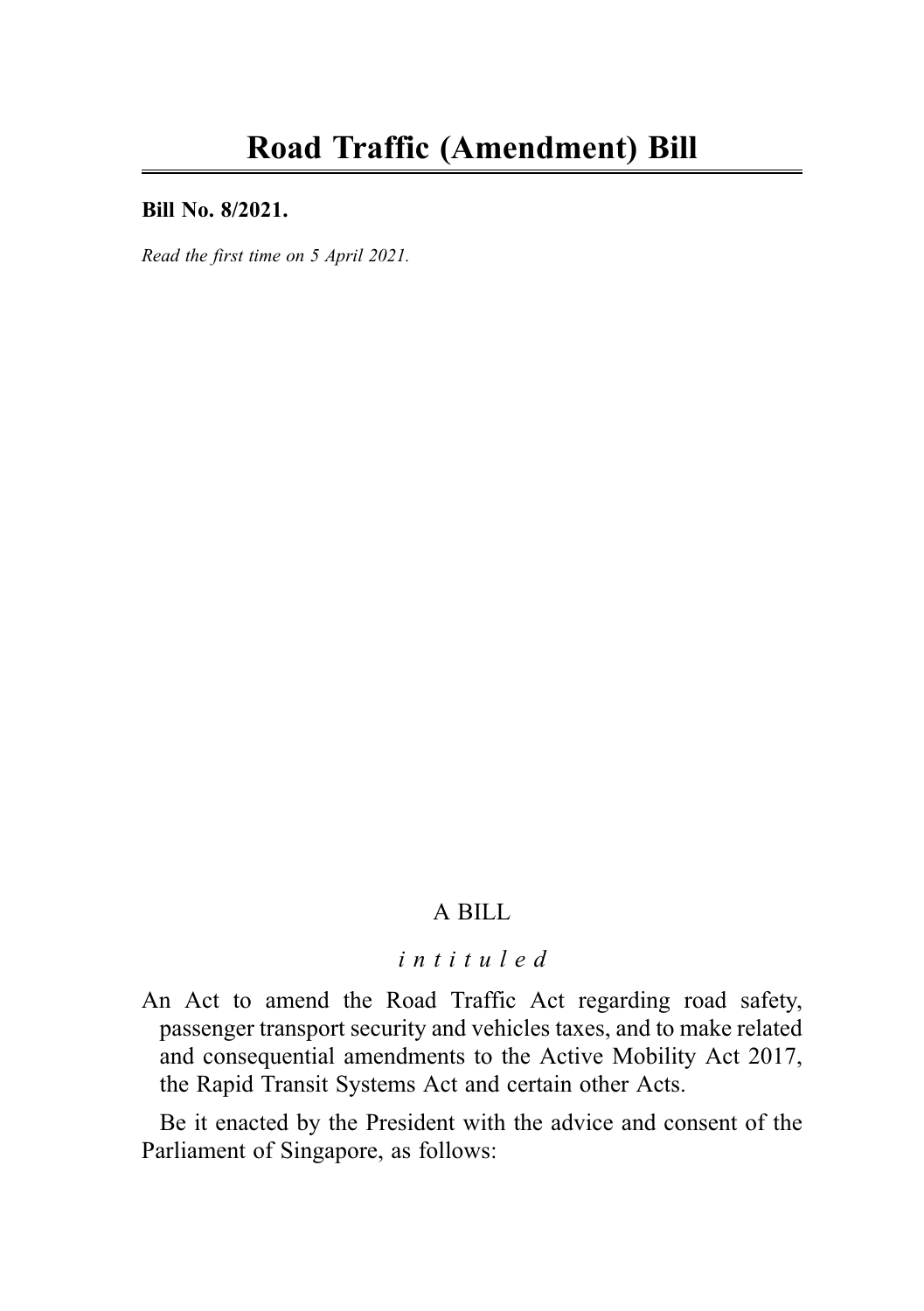# Road Traffic (Amendment) Bill

**Bill No. 8/2021.**

*Read the first time on 5 April 2021.*

A BILL

*intituled*

An Act to amend the Road Traffic Act regarding road safety, passenger transport security and vehicles taxes, and to make related and consequential amendments to the Active Mobility Act 2017, the Rapid Transit Systems Act and certain other Acts.

Be it enacted by the President with the advice and consent of the Parliament of Singapore, as follows: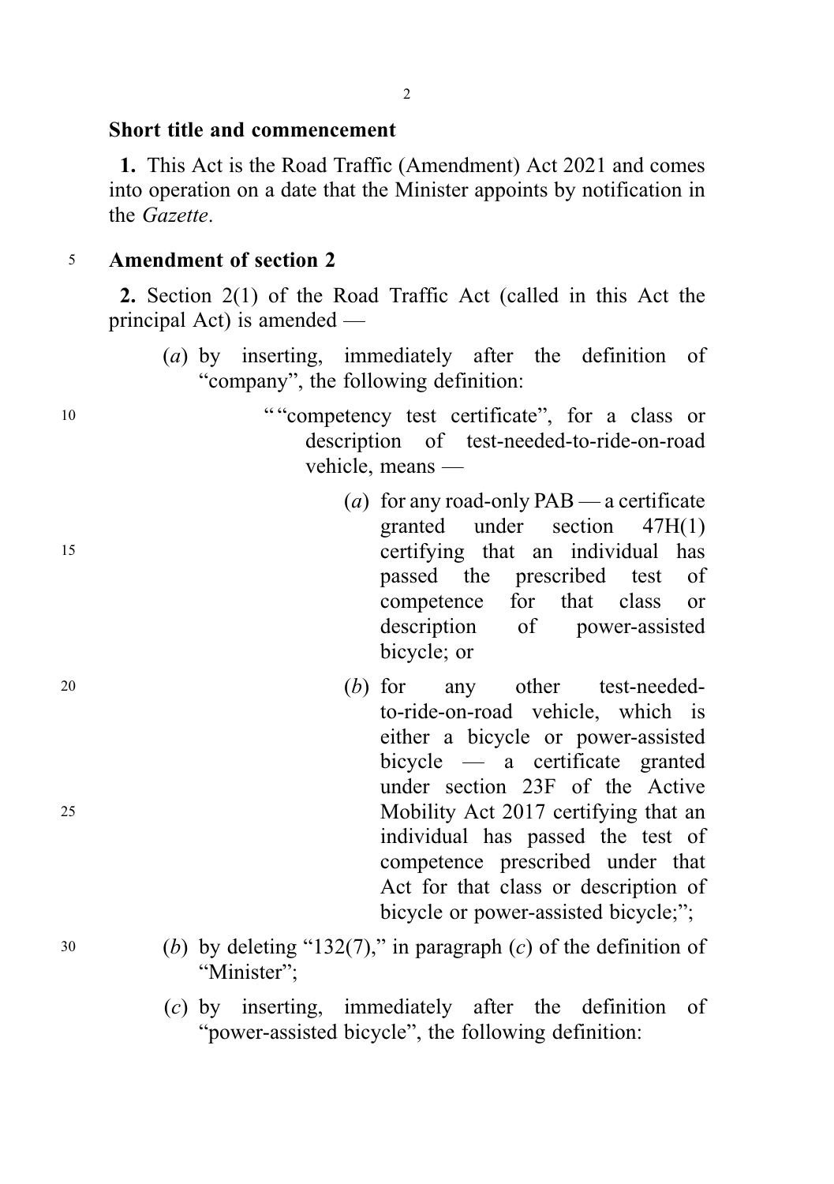**Short title and commencement**

**1.** This Act is the Road Traffic (Amendment) Act 2021 and comes into operation on a date that the Minister appoints by notification in the *Gazette*.

**Amendment of section 2**

**2.** Section 2(1) of the Road Traffic Act (called in this Act the principal Act) is amended —

(*a*) by inserting, immediately after the definition of "company", the following definition:

> ""competency test certificate", for a class or description of test-needed-to-ride-on-road vehicle, means —
>
> (*a*) for any road-only PAB — a certificate granted under section 47H(1) certifying that an individual has passed the prescribed test of competence for that class or description of power-assisted bicycle; or
>
> (*b*) for any other test-needed-to-ride-on-road vehicle, which is either a bicycle or power-assisted bicycle — a certificate granted under section 23F of the Active Mobility Act 2017 certifying that an individual has passed the test of competence prescribed under that Act for that class or description of bicycle or power-assisted bicycle;";

(*b*) by deleting "132(7)," in paragraph (*c*) of the definition of "Minister";

(*c*) by inserting, immediately after the definition of "power-assisted bicycle", the following definition: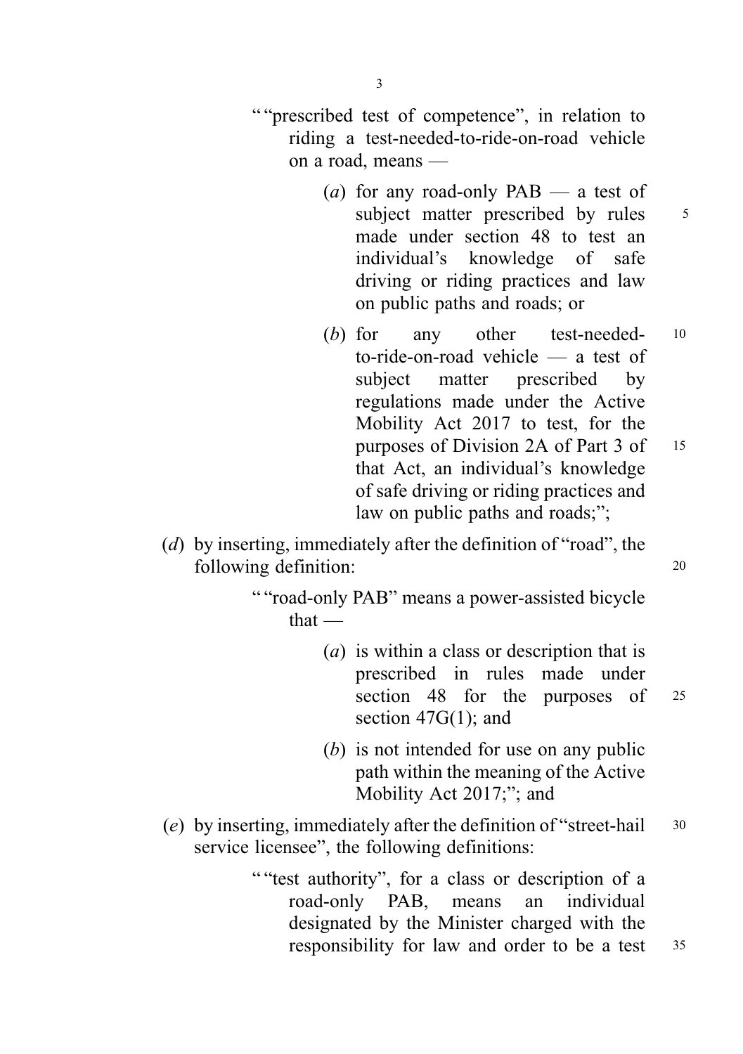""prescribed test of competence", in relation to riding a test-needed-to-ride-on-road vehicle on a road, means —

(*a*) for any road-only PAB — a test of subject matter prescribed by rules made under section 48 to test an individual's knowledge of safe driving or riding practices and law on public paths and roads; or

(*b*) for any other test-needed-to-ride-on-road vehicle — a test of subject matter prescribed by regulations made under the Active Mobility Act 2017 to test, for the purposes of Division 2A of Part 3 of that Act, an individual's knowledge of safe driving or riding practices and law on public paths and roads;";

(*d*) by inserting, immediately after the definition of "road", the following definition:

""road-only PAB" means a power-assisted bicycle that —

(*a*) is within a class or description that is prescribed in rules made under section 48 for the purposes of section 47G(1); and

(*b*) is not intended for use on any public path within the meaning of the Active Mobility Act 2017;"; and

(*e*) by inserting, immediately after the definition of "street-hail service licensee", the following definitions:

""test authority", for a class or description of a road-only PAB, means an individual designated by the Minister charged with the responsibility for law and order to be a test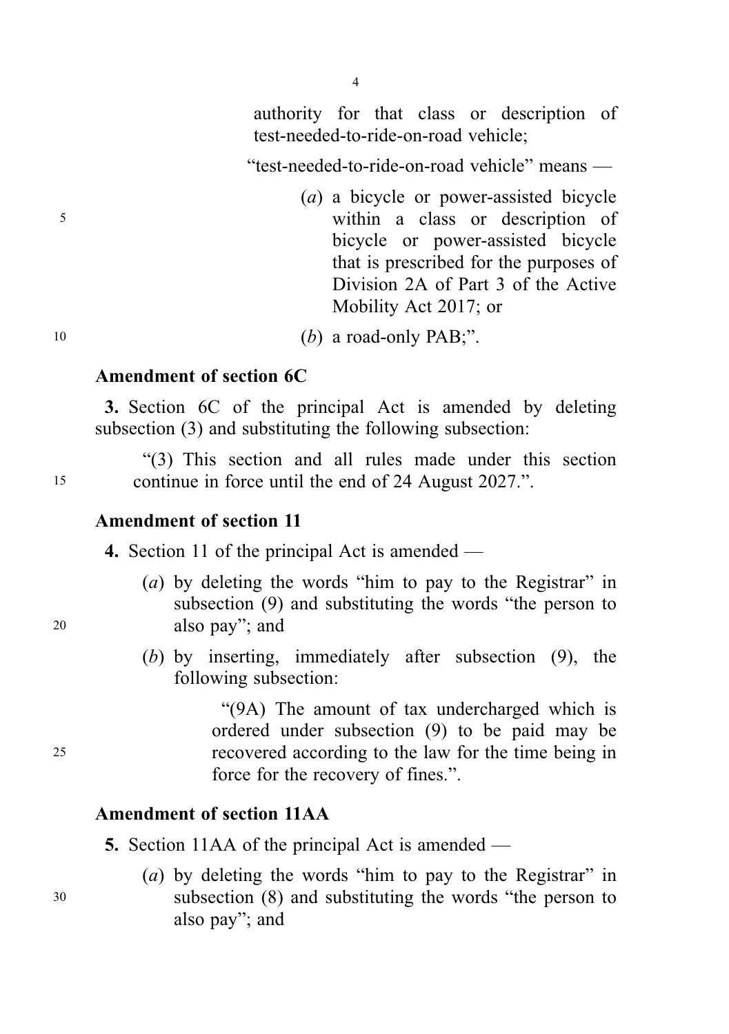authority for that class or description of test-needed-to-ride-on-road vehicle;

"test-needed-to-ride-on-road vehicle" means —

(*a*) a bicycle or power-assisted bicycle within a class or description of bicycle or power-assisted bicycle that is prescribed for the purposes of Division 2A of Part 3 of the Active Mobility Act 2017; or

(*b*) a road-only PAB;".

### Amendment of section 6C

**3.** Section 6C of the principal Act is amended by deleting subsection (3) and substituting the following subsection:

"(3) This section and all rules made under this section continue in force until the end of 24 August 2027.".

### Amendment of section 11

**4.** Section 11 of the principal Act is amended —

(*a*) by deleting the words "him to pay to the Registrar" in subsection (9) and substituting the words "the person to also pay"; and

(*b*) by inserting, immediately after subsection (9), the following subsection:

"(9A) The amount of tax undercharged which is ordered under subsection (9) to be paid may be recovered according to the law for the time being in force for the recovery of fines.".

### Amendment of section 11AA

**5.** Section 11AA of the principal Act is amended —

(*a*) by deleting the words "him to pay to the Registrar" in subsection (8) and substituting the words "the person to also pay"; and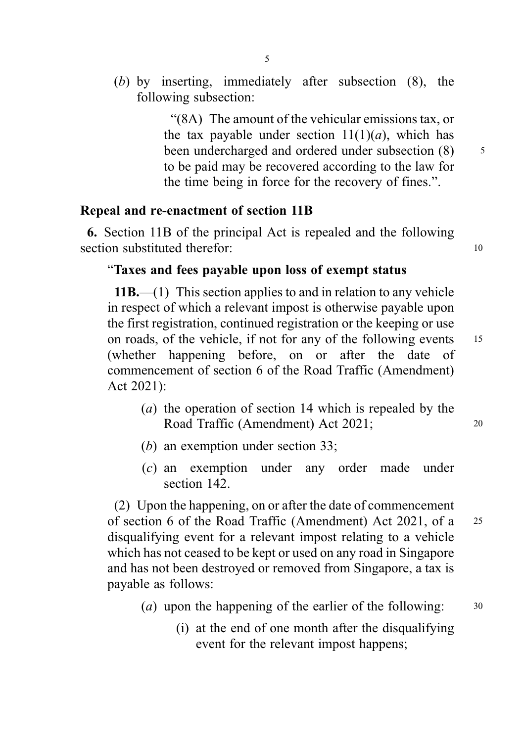(*b*) by inserting, immediately after subsection (8), the following subsection:

"(8A) The amount of the vehicular emissions tax, or the tax payable under section 11(1)(*a*), which has been undercharged and ordered under subsection (8) to be paid may be recovered according to the law for the time being in force for the recovery of fines.".

**Repeal and re-enactment of section 11B**

**6.** Section 11B of the principal Act is repealed and the following section substituted therefor:

"**Taxes and fees payable upon loss of exempt status**

**11B.**—(1) This section applies to and in relation to any vehicle in respect of which a relevant impost is otherwise payable upon the first registration, continued registration or the keeping or use on roads, of the vehicle, if not for any of the following events (whether happening before, on or after the date of commencement of section 6 of the Road Traffic (Amendment) Act 2021):

(*a*) the operation of section 14 which is repealed by the Road Traffic (Amendment) Act 2021;

(*b*) an exemption under section 33;

(*c*) an exemption under any order made under section 142.

(2) Upon the happening, on or after the date of commencement of section 6 of the Road Traffic (Amendment) Act 2021, of a disqualifying event for a relevant impost relating to a vehicle which has not ceased to be kept or used on any road in Singapore and has not been destroyed or removed from Singapore, a tax is payable as follows:

(*a*) upon the happening of the earlier of the following:

(i) at the end of one month after the disqualifying event for the relevant impost happens;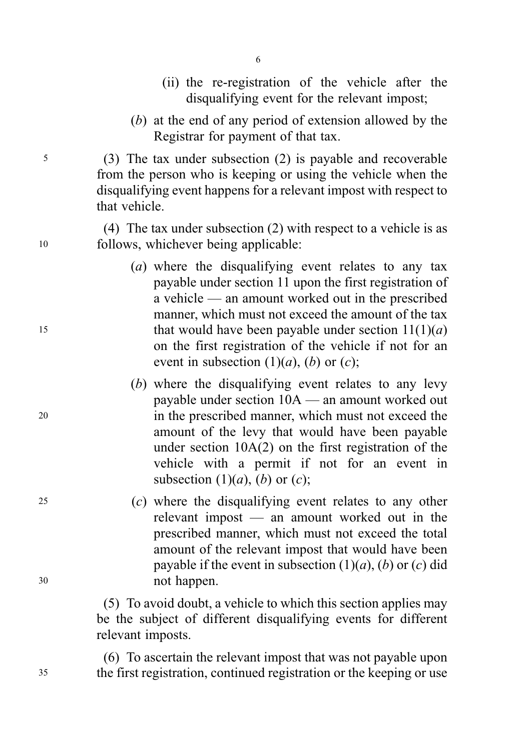(ii) the re-registration of the vehicle after the disqualifying event for the relevant impost;

(*b*) at the end of any period of extension allowed by the Registrar for payment of that tax.

(3) The tax under subsection (2) is payable and recoverable from the person who is keeping or using the vehicle when the disqualifying event happens for a relevant impost with respect to that vehicle.

(4) The tax under subsection (2) with respect to a vehicle is as follows, whichever being applicable:

(*a*) where the disqualifying event relates to any tax payable under section 11 upon the first registration of a vehicle — an amount worked out in the prescribed manner, which must not exceed the amount of the tax that would have been payable under section 11(1)(*a*) on the first registration of the vehicle if not for an event in subsection (1)(*a*), (*b*) or (*c*);

(*b*) where the disqualifying event relates to any levy payable under section 10A — an amount worked out in the prescribed manner, which must not exceed the amount of the levy that would have been payable under section 10A(2) on the first registration of the vehicle with a permit if not for an event in subsection (1)(*a*), (*b*) or (*c*);

(*c*) where the disqualifying event relates to any other relevant impost — an amount worked out in the prescribed manner, which must not exceed the total amount of the relevant impost that would have been payable if the event in subsection (1)(*a*), (*b*) or (*c*) did not happen.

(5) To avoid doubt, a vehicle to which this section applies may be the subject of different disqualifying events for different relevant imposts.

(6) To ascertain the relevant impost that was not payable upon the first registration, continued registration or the keeping or use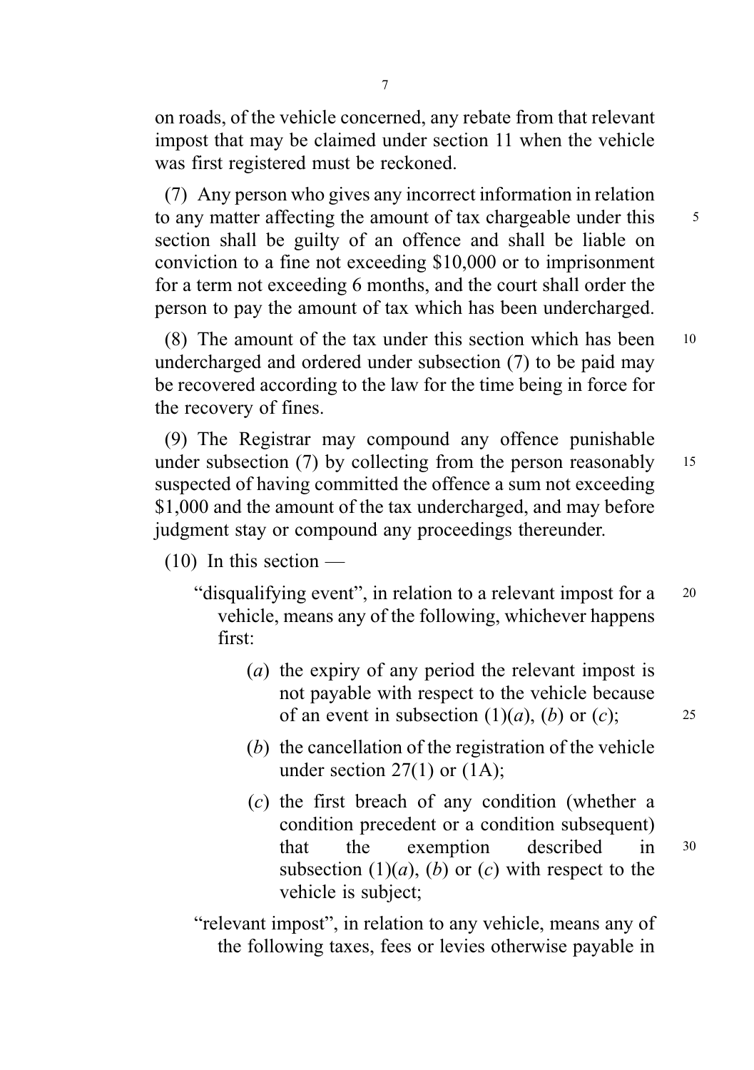on roads, of the vehicle concerned, any rebate from that relevant impost that may be claimed under section 11 when the vehicle was first registered must be reckoned.

(7) Any person who gives any incorrect information in relation to any matter affecting the amount of tax chargeable under this section shall be guilty of an offence and shall be liable on conviction to a fine not exceeding $10,000 or to imprisonment for a term not exceeding 6 months, and the court shall order the person to pay the amount of tax which has been undercharged.

(8) The amount of the tax under this section which has been undercharged and ordered under subsection (7) to be paid may be recovered according to the law for the time being in force for the recovery of fines.

(9) The Registrar may compound any offence punishable under subsection (7) by collecting from the person reasonably suspected of having committed the offence a sum not exceeding $1,000 and the amount of the tax undercharged, and may before judgment stay or compound any proceedings thereunder.

(10) In this section —

"disqualifying event", in relation to a relevant impost for a vehicle, means any of the following, whichever happens first:

(*a*) the expiry of any period the relevant impost is not payable with respect to the vehicle because of an event in subsection (1)(*a*), (*b*) or (*c*);

(*b*) the cancellation of the registration of the vehicle under section 27(1) or (1A);

(*c*) the first breach of any condition (whether a condition precedent or a condition subsequent) that the exemption described in subsection (1)(*a*), (*b*) or (*c*) with respect to the vehicle is subject;

"relevant impost", in relation to any vehicle, means any of the following taxes, fees or levies otherwise payable in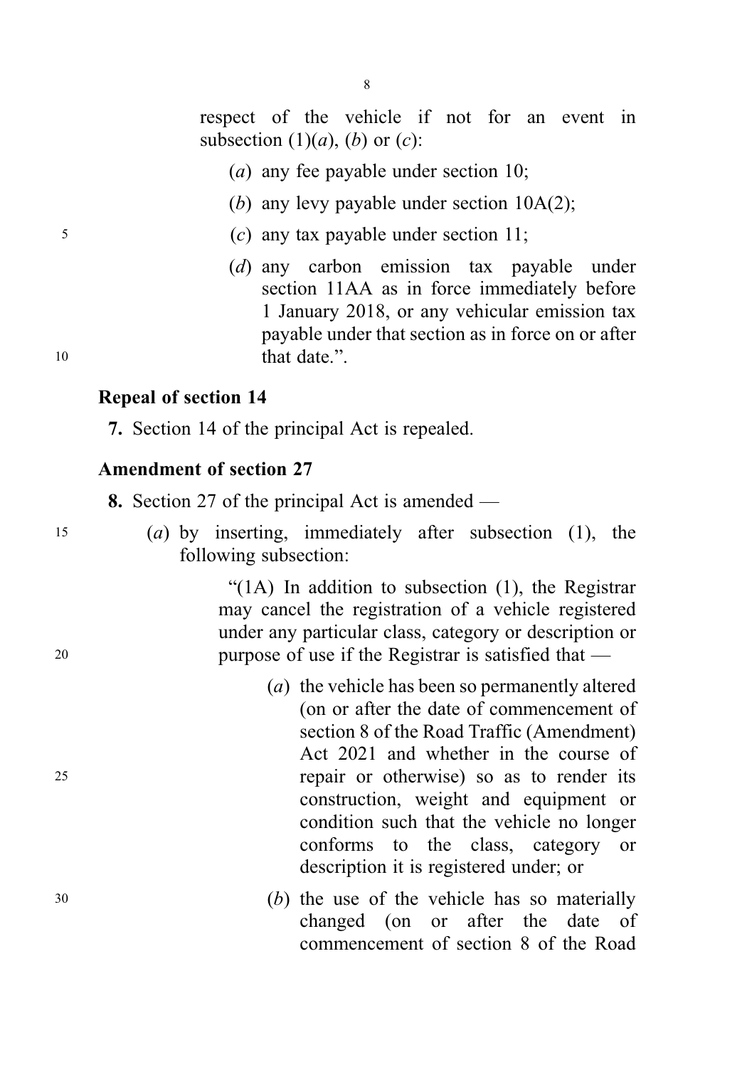respect of the vehicle if not for an event in subsection (1)(*a*), (*b*) or (*c*):

(*a*) any fee payable under section 10;

(*b*) any levy payable under section 10A(2);

(*c*) any tax payable under section 11;

(*d*) any carbon emission tax payable under section 11AA as in force immediately before 1 January 2018, or any vehicular emission tax payable under that section as in force on or after that date.".

**Repeal of section 14**

**7.** Section 14 of the principal Act is repealed.

**Amendment of section 27**

**8.** Section 27 of the principal Act is amended —

(*a*) by inserting, immediately after subsection (1), the following subsection:

"(1A) In addition to subsection (1), the Registrar may cancel the registration of a vehicle registered under any particular class, category or description or purpose of use if the Registrar is satisfied that —

(*a*) the vehicle has been so permanently altered (on or after the date of commencement of section 8 of the Road Traffic (Amendment) Act 2021 and whether in the course of repair or otherwise) so as to render its construction, weight and equipment or condition such that the vehicle no longer conforms to the class, category or description it is registered under; or

(*b*) the use of the vehicle has so materially changed (on or after the date of commencement of section 8 of the Road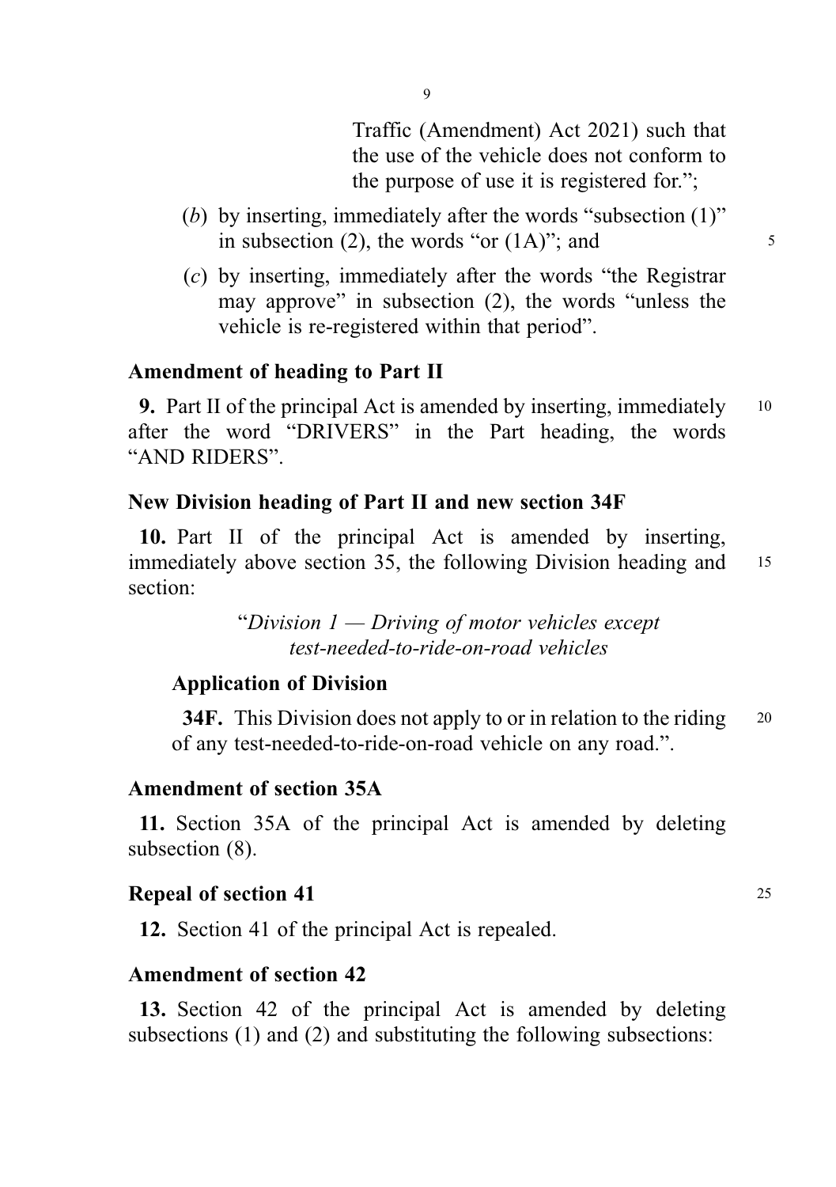Traffic (Amendment) Act 2021) such that the use of the vehicle does not conform to the purpose of use it is registered for.";

(*b*) by inserting, immediately after the words "subsection (1)" in subsection (2), the words "or (1A)"; and

(*c*) by inserting, immediately after the words "the Registrar may approve" in subsection (2), the words "unless the vehicle is re-registered within that period".

**Amendment of heading to Part II**

**9.** Part II of the principal Act is amended by inserting, immediately after the word "DRIVERS" in the Part heading, the words "AND RIDERS".

**New Division heading of Part II and new section 34F**

**10.** Part II of the principal Act is amended by inserting, immediately above section 35, the following Division heading and section:

"*Division 1 — Driving of motor vehicles except test-needed-to-ride-on-road vehicles*

**Application of Division**

**34F.** This Division does not apply to or in relation to the riding of any test-needed-to-ride-on-road vehicle on any road.".

**Amendment of section 35A**

**11.** Section 35A of the principal Act is amended by deleting subsection (8).

**Repeal of section 41**

**12.** Section 41 of the principal Act is repealed.

**Amendment of section 42**

**13.** Section 42 of the principal Act is amended by deleting subsections (1) and (2) and substituting the following subsections: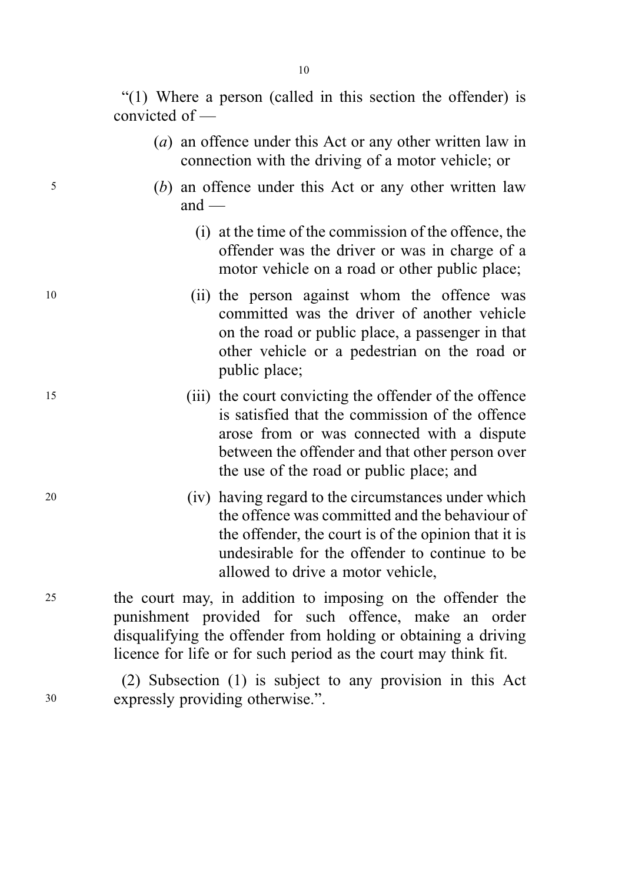"(1) Where a person (called in this section the offender) is convicted of —

(*a*) an offence under this Act or any other written law in connection with the driving of a motor vehicle; or

(*b*) an offence under this Act or any other written law and —

(i) at the time of the commission of the offence, the offender was the driver or was in charge of a motor vehicle on a road or other public place;

(ii) the person against whom the offence was committed was the driver of another vehicle on the road or public place, a passenger in that other vehicle or a pedestrian on the road or public place;

(iii) the court convicting the offender of the offence is satisfied that the commission of the offence arose from or was connected with a dispute between the offender and that other person over the use of the road or public place; and

(iv) having regard to the circumstances under which the offence was committed and the behaviour of the offender, the court is of the opinion that it is undesirable for the offender to continue to be allowed to drive a motor vehicle,

the court may, in addition to imposing on the offender the punishment provided for such offence, make an order disqualifying the offender from holding or obtaining a driving licence for life or for such period as the court may think fit.

(2) Subsection (1) is subject to any provision in this Act expressly providing otherwise.".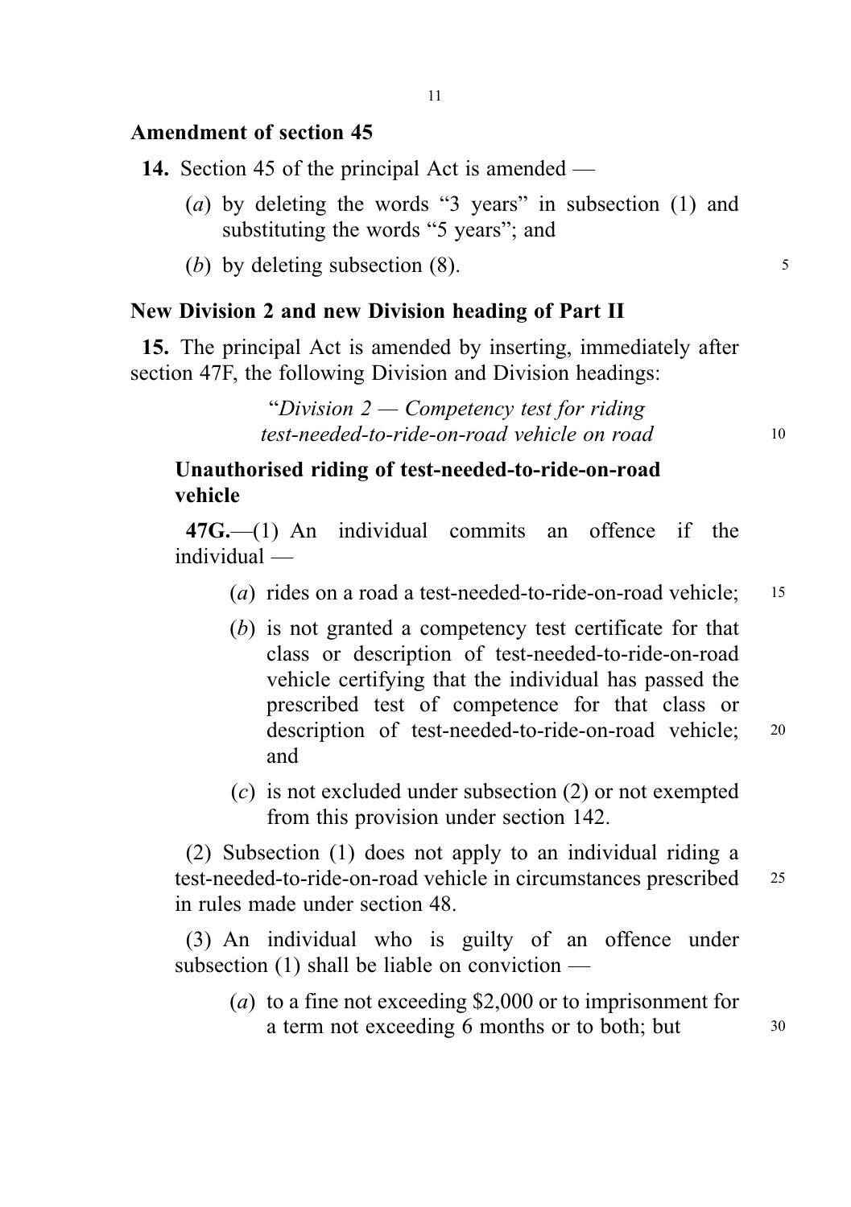## Amendment of section 45

**14.** Section 45 of the principal Act is amended —

(*a*) by deleting the words "3 years" in subsection (1) and substituting the words "5 years"; and

(*b*) by deleting subsection (8).

## New Division 2 and new Division heading of Part II

**15.** The principal Act is amended by inserting, immediately after section 47F, the following Division and Division headings:

"*Division 2 — Competency test for riding test-needed-to-ride-on-road vehicle on road*

### Unauthorised riding of test-needed-to-ride-on-road vehicle

**47G.**—(1) An individual commits an offence if the individual —

(*a*) rides on a road a test-needed-to-ride-on-road vehicle;

(*b*) is not granted a competency test certificate for that class or description of test-needed-to-ride-on-road vehicle certifying that the individual has passed the prescribed test of competence for that class or description of test-needed-to-ride-on-road vehicle; and

(*c*) is not excluded under subsection (2) or not exempted from this provision under section 142.

(2) Subsection (1) does not apply to an individual riding a test-needed-to-ride-on-road vehicle in circumstances prescribed in rules made under section 48.

(3) An individual who is guilty of an offence under subsection (1) shall be liable on conviction —

(*a*) to a fine not exceeding $2,000 or to imprisonment for a term not exceeding 6 months or to both; but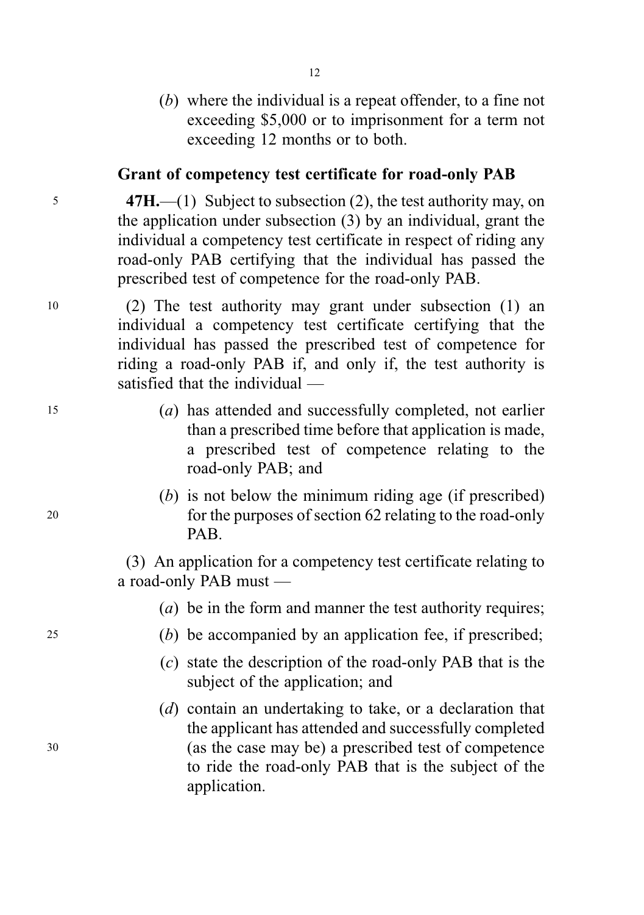(*b*) where the individual is a repeat offender, to a fine not exceeding $5,000 or to imprisonment for a term not exceeding 12 months or to both.

**Grant of competency test certificate for road-only PAB**

**47H.**—(1) Subject to subsection (2), the test authority may, on the application under subsection (3) by an individual, grant the individual a competency test certificate in respect of riding any road-only PAB certifying that the individual has passed the prescribed test of competence for the road-only PAB.

(2) The test authority may grant under subsection (1) an individual a competency test certificate certifying that the individual has passed the prescribed test of competence for riding a road-only PAB if, and only if, the test authority is satisfied that the individual —

(*a*) has attended and successfully completed, not earlier than a prescribed time before that application is made, a prescribed test of competence relating to the road-only PAB; and

(*b*) is not below the minimum riding age (if prescribed) for the purposes of section 62 relating to the road-only PAB.

(3) An application for a competency test certificate relating to a road-only PAB must —

(*a*) be in the form and manner the test authority requires;

(*b*) be accompanied by an application fee, if prescribed;

(*c*) state the description of the road-only PAB that is the subject of the application; and

(*d*) contain an undertaking to take, or a declaration that the applicant has attended and successfully completed (as the case may be) a prescribed test of competence to ride the road-only PAB that is the subject of the application.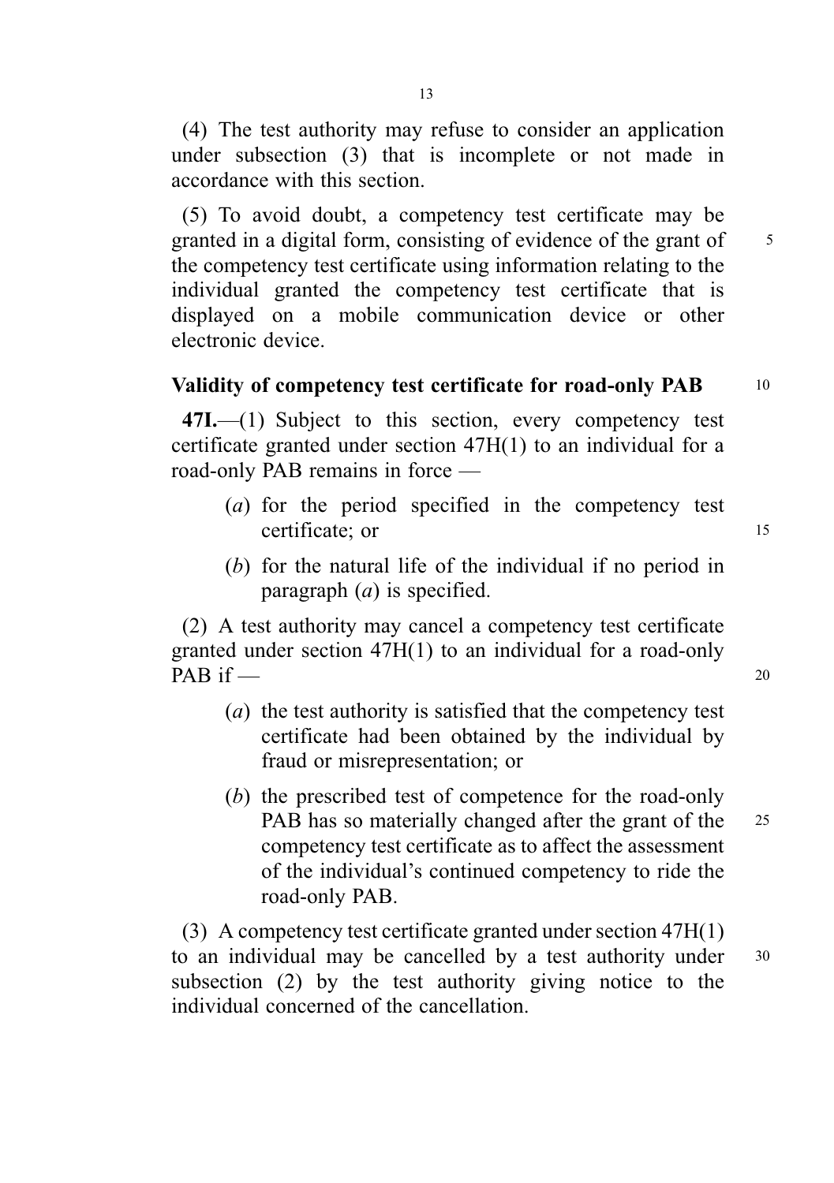(4) The test authority may refuse to consider an application under subsection (3) that is incomplete or not made in accordance with this section.

(5) To avoid doubt, a competency test certificate may be granted in a digital form, consisting of evidence of the grant of the competency test certificate using information relating to the individual granted the competency test certificate that is displayed on a mobile communication device or other electronic device.

### Validity of competency test certificate for road-only PAB

**47I.**—(1) Subject to this section, every competency test certificate granted under section 47H(1) to an individual for a road-only PAB remains in force —

- (*a*) for the period specified in the competency test certificate; or
- (*b*) for the natural life of the individual if no period in paragraph (*a*) is specified.

(2) A test authority may cancel a competency test certificate granted under section 47H(1) to an individual for a road-only PAB if —

- (*a*) the test authority is satisfied that the competency test certificate had been obtained by the individual by fraud or misrepresentation; or
- (*b*) the prescribed test of competence for the road-only PAB has so materially changed after the grant of the competency test certificate as to affect the assessment of the individual's continued competency to ride the road-only PAB.

(3) A competency test certificate granted under section 47H(1) to an individual may be cancelled by a test authority under subsection (2) by the test authority giving notice to the individual concerned of the cancellation.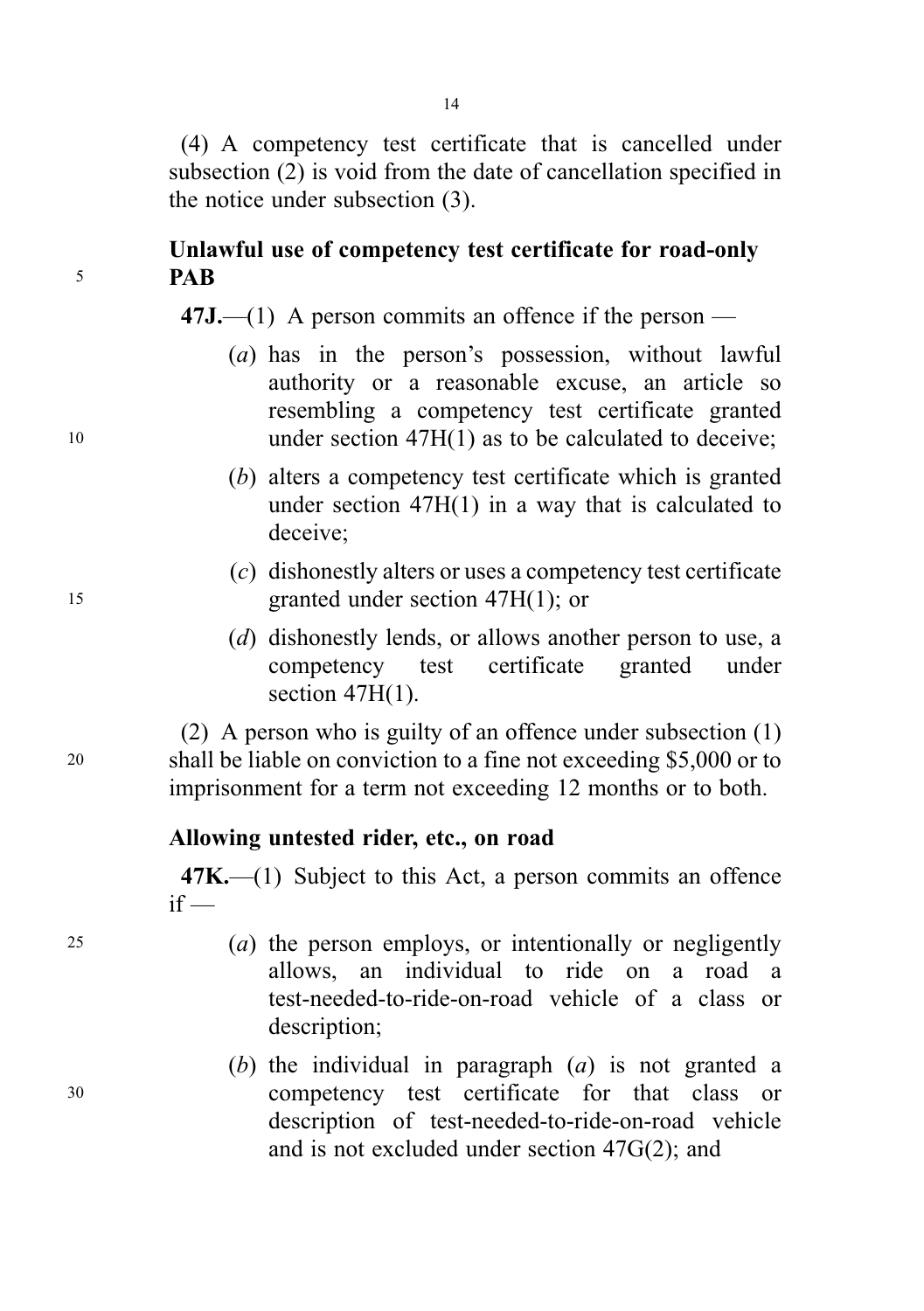(4) A competency test certificate that is cancelled under subsection (2) is void from the date of cancellation specified in the notice under subsection (3).

### Unlawful use of competency test certificate for road-only PAB

**47J.**—(1) A person commits an offence if the person —

(*a*) has in the person's possession, without lawful authority or a reasonable excuse, an article so resembling a competency test certificate granted under section 47H(1) as to be calculated to deceive;

(*b*) alters a competency test certificate which is granted under section 47H(1) in a way that is calculated to deceive;

(*c*) dishonestly alters or uses a competency test certificate granted under section 47H(1); or

(*d*) dishonestly lends, or allows another person to use, a competency test certificate granted under section 47H(1).

(2) A person who is guilty of an offence under subsection (1) shall be liable on conviction to a fine not exceeding $5,000 or to imprisonment for a term not exceeding 12 months or to both.

### Allowing untested rider, etc., on road

**47K.**—(1) Subject to this Act, a person commits an offence if —

(*a*) the person employs, or intentionally or negligently allows, an individual to ride on a road a test-needed-to-ride-on-road vehicle of a class or description;

(*b*) the individual in paragraph (*a*) is not granted a competency test certificate for that class or description of test-needed-to-ride-on-road vehicle and is not excluded under section 47G(2); and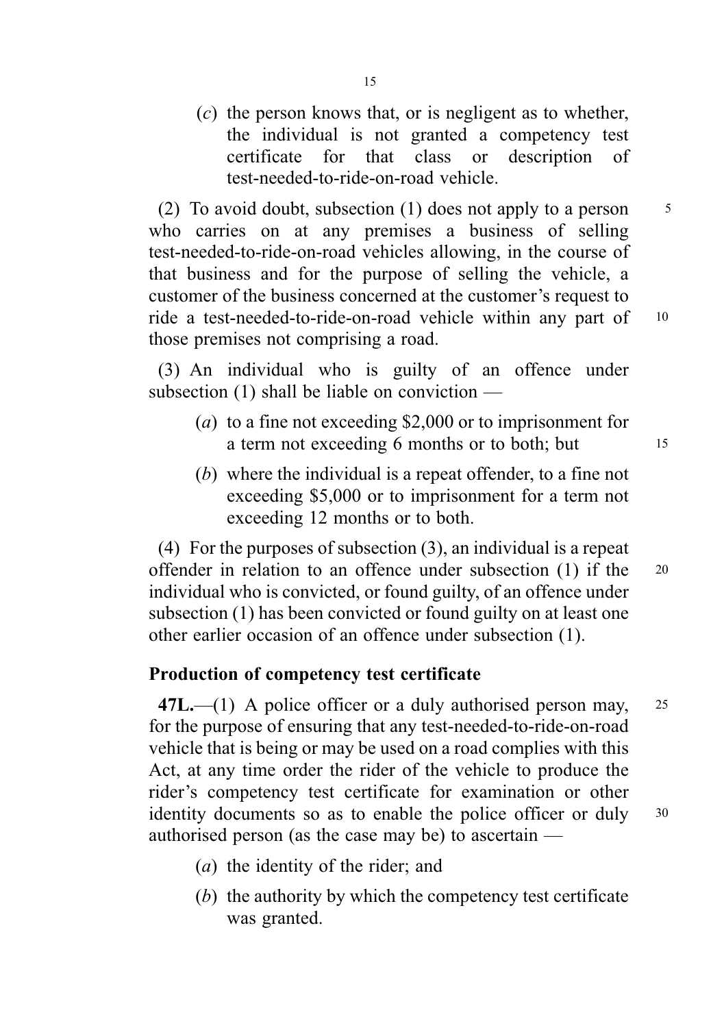(*c*) the person knows that, or is negligent as to whether, the individual is not granted a competency test certificate for that class or description of test-needed-to-ride-on-road vehicle.

(2) To avoid doubt, subsection (1) does not apply to a person who carries on at any premises a business of selling test-needed-to-ride-on-road vehicles allowing, in the course of that business and for the purpose of selling the vehicle, a customer of the business concerned at the customer's request to ride a test-needed-to-ride-on-road vehicle within any part of those premises not comprising a road.

(3) An individual who is guilty of an offence under subsection (1) shall be liable on conviction —

(*a*) to a fine not exceeding $2,000 or to imprisonment for a term not exceeding 6 months or to both; but

(*b*) where the individual is a repeat offender, to a fine not exceeding $5,000 or to imprisonment for a term not exceeding 12 months or to both.

(4) For the purposes of subsection (3), an individual is a repeat offender in relation to an offence under subsection (1) if the individual who is convicted, or found guilty, of an offence under subsection (1) has been convicted or found guilty on at least one other earlier occasion of an offence under subsection (1).

**Production of competency test certificate**

**47L.**—(1) A police officer or a duly authorised person may, for the purpose of ensuring that any test-needed-to-ride-on-road vehicle that is being or may be used on a road complies with this Act, at any time order the rider of the vehicle to produce the rider's competency test certificate for examination or other identity documents so as to enable the police officer or duly authorised person (as the case may be) to ascertain —

(*a*) the identity of the rider; and

(*b*) the authority by which the competency test certificate was granted.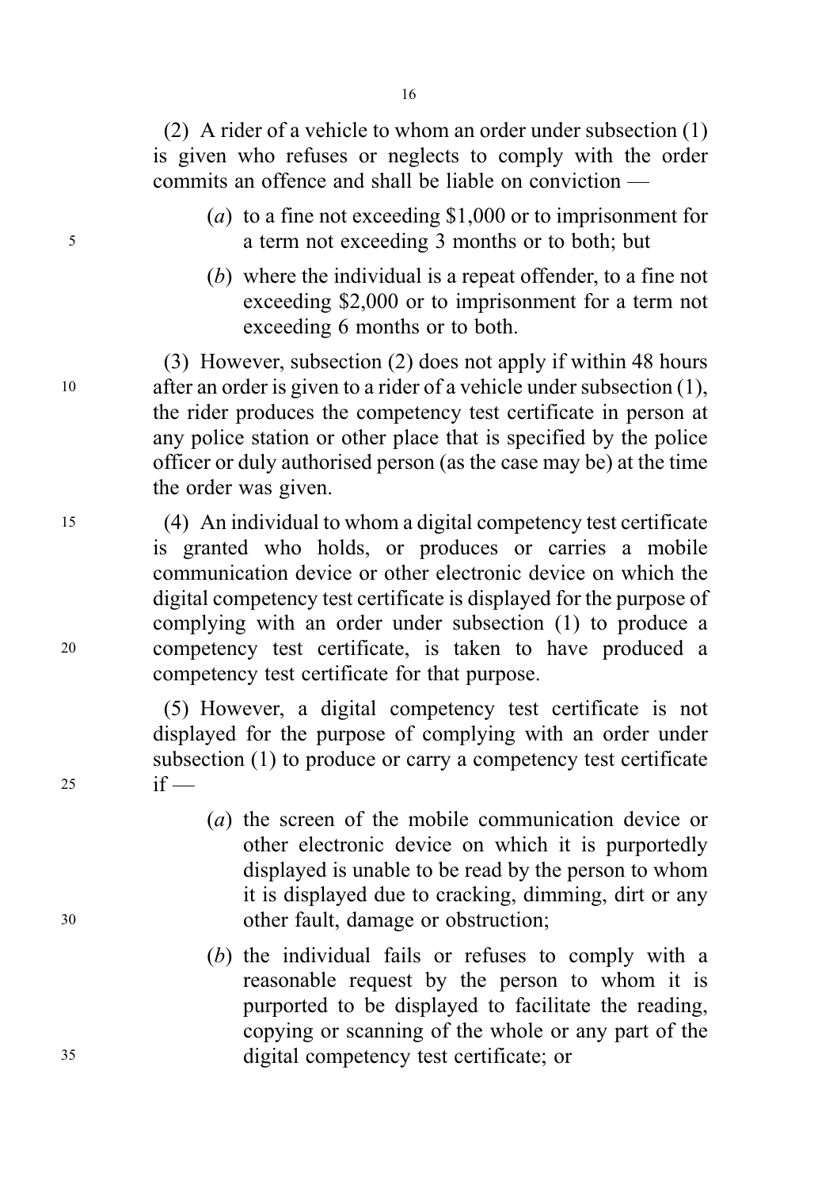(2) A rider of a vehicle to whom an order under subsection (1) is given who refuses or neglects to comply with the order commits an offence and shall be liable on conviction —

(*a*) to a fine not exceeding $1,000 or to imprisonment for a term not exceeding 3 months or to both; but

(*b*) where the individual is a repeat offender, to a fine not exceeding $2,000 or to imprisonment for a term not exceeding 6 months or to both.

(3) However, subsection (2) does not apply if within 48 hours after an order is given to a rider of a vehicle under subsection (1), the rider produces the competency test certificate in person at any police station or other place that is specified by the police officer or duly authorised person (as the case may be) at the time the order was given.

(4) An individual to whom a digital competency test certificate is granted who holds, or produces or carries a mobile communication device or other electronic device on which the digital competency test certificate is displayed for the purpose of complying with an order under subsection (1) to produce a competency test certificate, is taken to have produced a competency test certificate for that purpose.

(5) However, a digital competency test certificate is not displayed for the purpose of complying with an order under subsection (1) to produce or carry a competency test certificate if —

(*a*) the screen of the mobile communication device or other electronic device on which it is purportedly displayed is unable to be read by the person to whom it is displayed due to cracking, dimming, dirt or any other fault, damage or obstruction;

(*b*) the individual fails or refuses to comply with a reasonable request by the person to whom it is purported to be displayed to facilitate the reading, copying or scanning of the whole or any part of the digital competency test certificate; or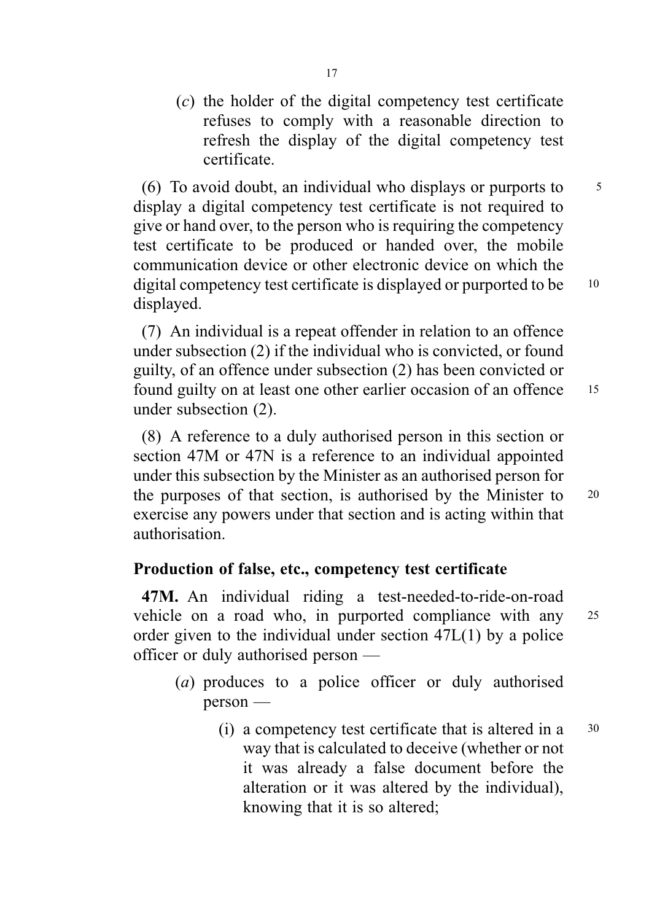(*c*) the holder of the digital competency test certificate refuses to comply with a reasonable direction to refresh the display of the digital competency test certificate.

(6) To avoid doubt, an individual who displays or purports to display a digital competency test certificate is not required to give or hand over, to the person who is requiring the competency test certificate to be produced or handed over, the mobile communication device or other electronic device on which the digital competency test certificate is displayed or purported to be displayed.

(7) An individual is a repeat offender in relation to an offence under subsection (2) if the individual who is convicted, or found guilty, of an offence under subsection (2) has been convicted or found guilty on at least one other earlier occasion of an offence under subsection (2).

(8) A reference to a duly authorised person in this section or section 47M or 47N is a reference to an individual appointed under this subsection by the Minister as an authorised person for the purposes of that section, is authorised by the Minister to exercise any powers under that section and is acting within that authorisation.

### Production of false, etc., competency test certificate

**47M.** An individual riding a test-needed-to-ride-on-road vehicle on a road who, in purported compliance with any order given to the individual under section 47L(1) by a police officer or duly authorised person —

(*a*) produces to a police officer or duly authorised person —

(i) a competency test certificate that is altered in a way that is calculated to deceive (whether or not it was already a false document before the alteration or it was altered by the individual), knowing that it is so altered;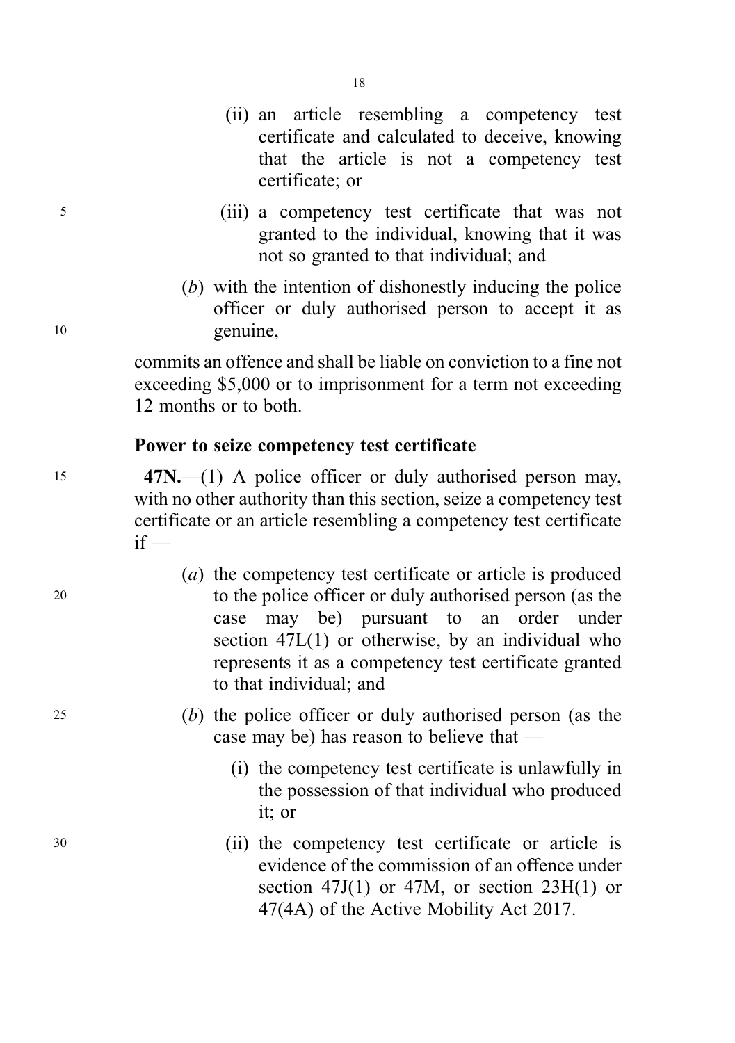(ii) an article resembling a competency test certificate and calculated to deceive, knowing that the article is not a competency test certificate; or

(iii) a competency test certificate that was not granted to the individual, knowing that it was not so granted to that individual; and

(*b*) with the intention of dishonestly inducing the police officer or duly authorised person to accept it as genuine,

commits an offence and shall be liable on conviction to a fine not exceeding $5,000 or to imprisonment for a term not exceeding 12 months or to both.

**Power to seize competency test certificate**

**47N.**—(1) A police officer or duly authorised person may, with no other authority than this section, seize a competency test certificate or an article resembling a competency test certificate if —

(*a*) the competency test certificate or article is produced to the police officer or duly authorised person (as the case may be) pursuant to an order under section 47L(1) or otherwise, by an individual who represents it as a competency test certificate granted to that individual; and

(*b*) the police officer or duly authorised person (as the case may be) has reason to believe that —

(i) the competency test certificate is unlawfully in the possession of that individual who produced it; or

(ii) the competency test certificate or article is evidence of the commission of an offence under section 47J(1) or 47M, or section 23H(1) or 47(4A) of the Active Mobility Act 2017.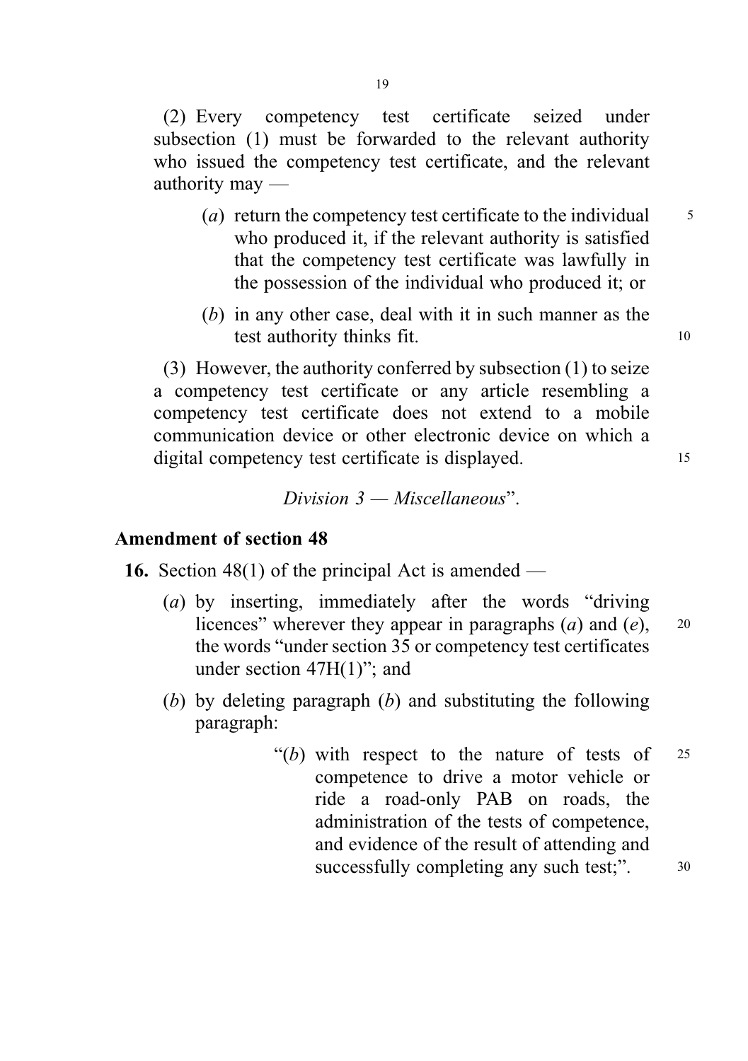(2) Every competency test certificate seized under subsection (1) must be forwarded to the relevant authority who issued the competency test certificate, and the relevant authority may —

- (*a*) return the competency test certificate to the individual who produced it, if the relevant authority is satisfied that the competency test certificate was lawfully in the possession of the individual who produced it; or
- (*b*) in any other case, deal with it in such manner as the test authority thinks fit.

(3) However, the authority conferred by subsection (1) to seize a competency test certificate or any article resembling a competency test certificate does not extend to a mobile communication device or other electronic device on which a digital competency test certificate is displayed.

*Division 3 — Miscellaneous*".

### Amendment of section 48

**16.** Section 48(1) of the principal Act is amended —

- (*a*) by inserting, immediately after the words "driving licences" wherever they appear in paragraphs (*a*) and (*e*), the words "under section 35 or competency test certificates under section 47H(1)"; and
- (*b*) by deleting paragraph (*b*) and substituting the following paragraph:

  "(*b*) with respect to the nature of tests of competence to drive a motor vehicle or ride a road-only PAB on roads, the administration of the tests of competence, and evidence of the result of attending and successfully completing any such test;".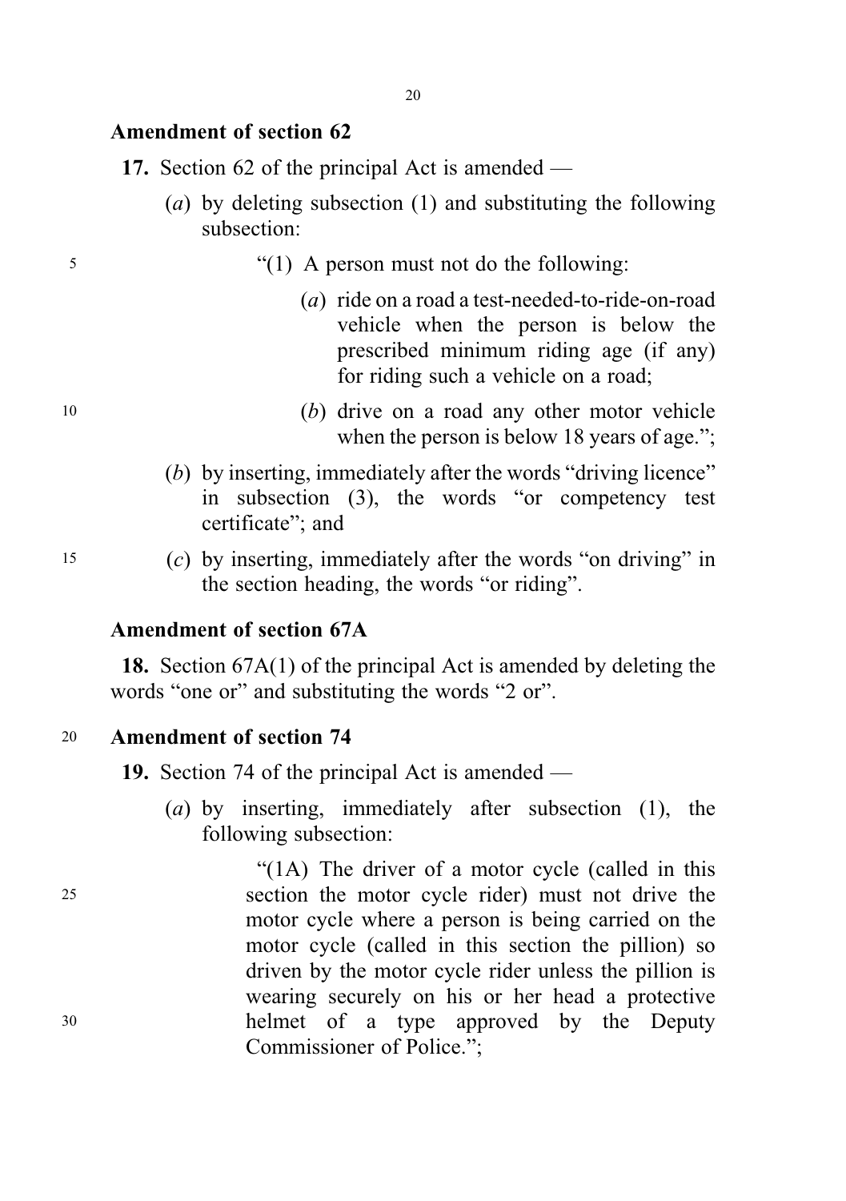**Amendment of section 62**

**17.** Section 62 of the principal Act is amended —

(*a*) by deleting subsection (1) and substituting the following subsection:

"(1) A person must not do the following:

(*a*) ride on a road a test-needed-to-ride-on-road vehicle when the person is below the prescribed minimum riding age (if any) for riding such a vehicle on a road;

(*b*) drive on a road any other motor vehicle when the person is below 18 years of age.";

(*b*) by inserting, immediately after the words "driving licence" in subsection (3), the words "or competency test certificate"; and

(*c*) by inserting, immediately after the words "on driving" in the section heading, the words "or riding".

**Amendment of section 67A**

**18.** Section 67A(1) of the principal Act is amended by deleting the words "one or" and substituting the words "2 or".

**Amendment of section 74**

**19.** Section 74 of the principal Act is amended —

(*a*) by inserting, immediately after subsection (1), the following subsection:

"(1A) The driver of a motor cycle (called in this section the motor cycle rider) must not drive the motor cycle where a person is being carried on the motor cycle (called in this section the pillion) so driven by the motor cycle rider unless the pillion is wearing securely on his or her head a protective helmet of a type approved by the Deputy Commissioner of Police.";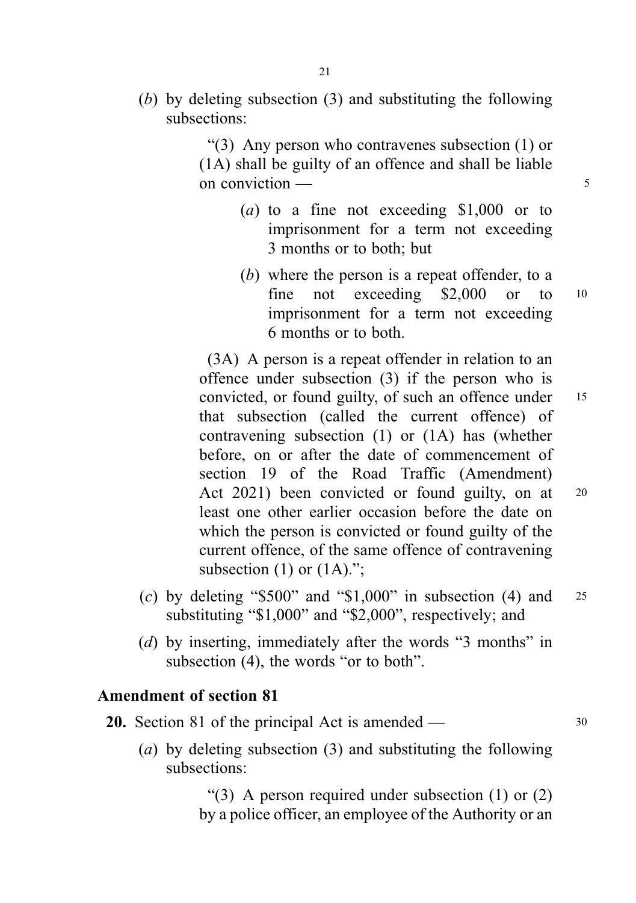(*b*) by deleting subsection (3) and substituting the following subsections:

> "(3) Any person who contravenes subsection (1) or (1A) shall be guilty of an offence and shall be liable on conviction —
>
> (*a*) to a fine not exceeding $1,000 or to imprisonment for a term not exceeding 3 months or to both; but
>
> (*b*) where the person is a repeat offender, to a fine not exceeding $2,000 or to imprisonment for a term not exceeding 6 months or to both.
>
> (3A) A person is a repeat offender in relation to an offence under subsection (3) if the person who is convicted, or found guilty, of such an offence under that subsection (called the current offence) of contravening subsection (1) or (1A) has (whether before, on or after the date of commencement of section 19 of the Road Traffic (Amendment) Act 2021) been convicted or found guilty, on at least one other earlier occasion before the date on which the person is convicted or found guilty of the current offence, of the same offence of contravening subsection (1) or (1A).";

(*c*) by deleting "$500" and "$1,000" in subsection (4) and substituting "$1,000" and "$2,000", respectively; and

(*d*) by inserting, immediately after the words "3 months" in subsection (4), the words "or to both".

**Amendment of section 81**

**20.** Section 81 of the principal Act is amended —

(*a*) by deleting subsection (3) and substituting the following subsections:

> "(3) A person required under subsection (1) or (2) by a police officer, an employee of the Authority or an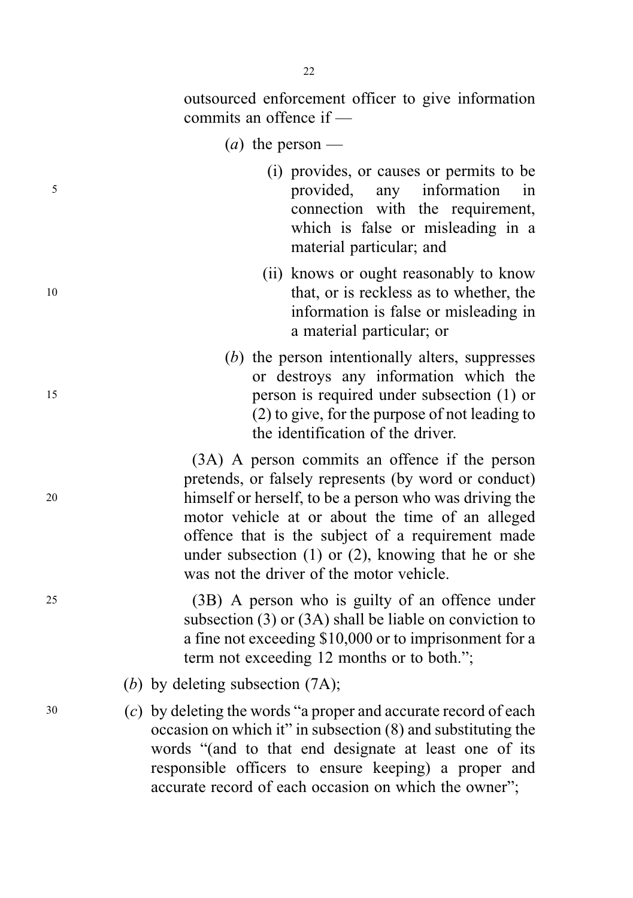outsourced enforcement officer to give information commits an offence if —

(*a*) the person —

(i) provides, or causes or permits to be provided, any information in connection with the requirement, which is false or misleading in a material particular; and

(ii) knows or ought reasonably to know that, or is reckless as to whether, the information is false or misleading in a material particular; or

(*b*) the person intentionally alters, suppresses or destroys any information which the person is required under subsection (1) or (2) to give, for the purpose of not leading to the identification of the driver.

(3A) A person commits an offence if the person pretends, or falsely represents (by word or conduct) himself or herself, to be a person who was driving the motor vehicle at or about the time of an alleged offence that is the subject of a requirement made under subsection (1) or (2), knowing that he or she was not the driver of the motor vehicle.

(3B) A person who is guilty of an offence under subsection (3) or (3A) shall be liable on conviction to a fine not exceeding $10,000 or to imprisonment for a term not exceeding 12 months or to both.";

(*b*) by deleting subsection (7A);

(*c*) by deleting the words "a proper and accurate record of each occasion on which it" in subsection (8) and substituting the words "(and to that end designate at least one of its responsible officers to ensure keeping) a proper and accurate record of each occasion on which the owner";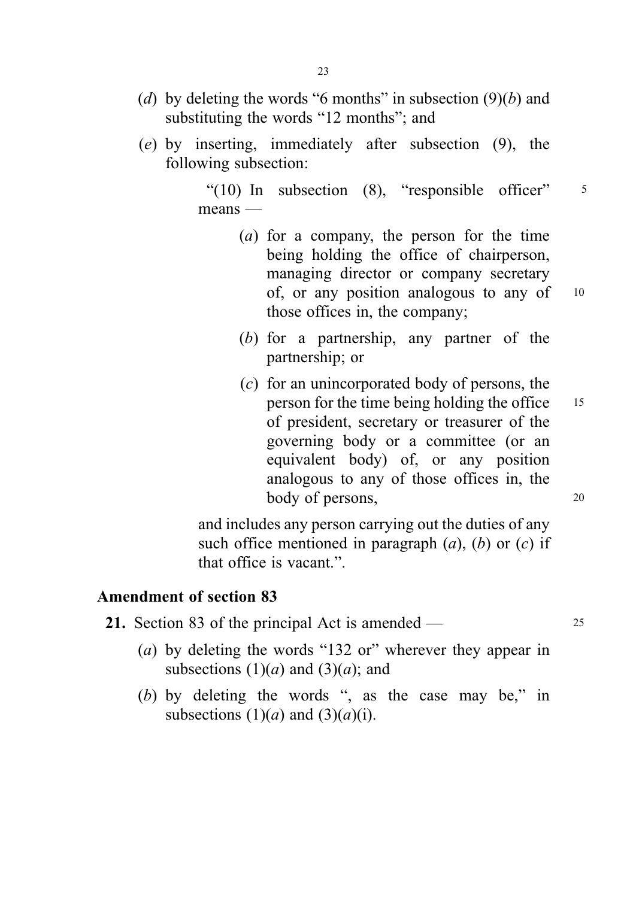(*d*) by deleting the words "6 months" in subsection (9)(*b*) and substituting the words "12 months"; and

(*e*) by inserting, immediately after subsection (9), the following subsection:

> "(10) In subsection (8), "responsible officer" means —
>
> (*a*) for a company, the person for the time being holding the office of chairperson, managing director or company secretary of, or any position analogous to any of those offices in, the company;
>
> (*b*) for a partnership, any partner of the partnership; or
>
> (*c*) for an unincorporated body of persons, the person for the time being holding the office of president, secretary or treasurer of the governing body or a committee (or an equivalent body) of, or any position analogous to any of those offices in, the body of persons,
>
> and includes any person carrying out the duties of any such office mentioned in paragraph (*a*), (*b*) or (*c*) if that office is vacant.".

### Amendment of section 83

**21.** Section 83 of the principal Act is amended —

(*a*) by deleting the words "132 or" wherever they appear in subsections (1)(*a*) and (3)(*a*); and

(*b*) by deleting the words ", as the case may be," in subsections (1)(*a*) and (3)(*a*)(i).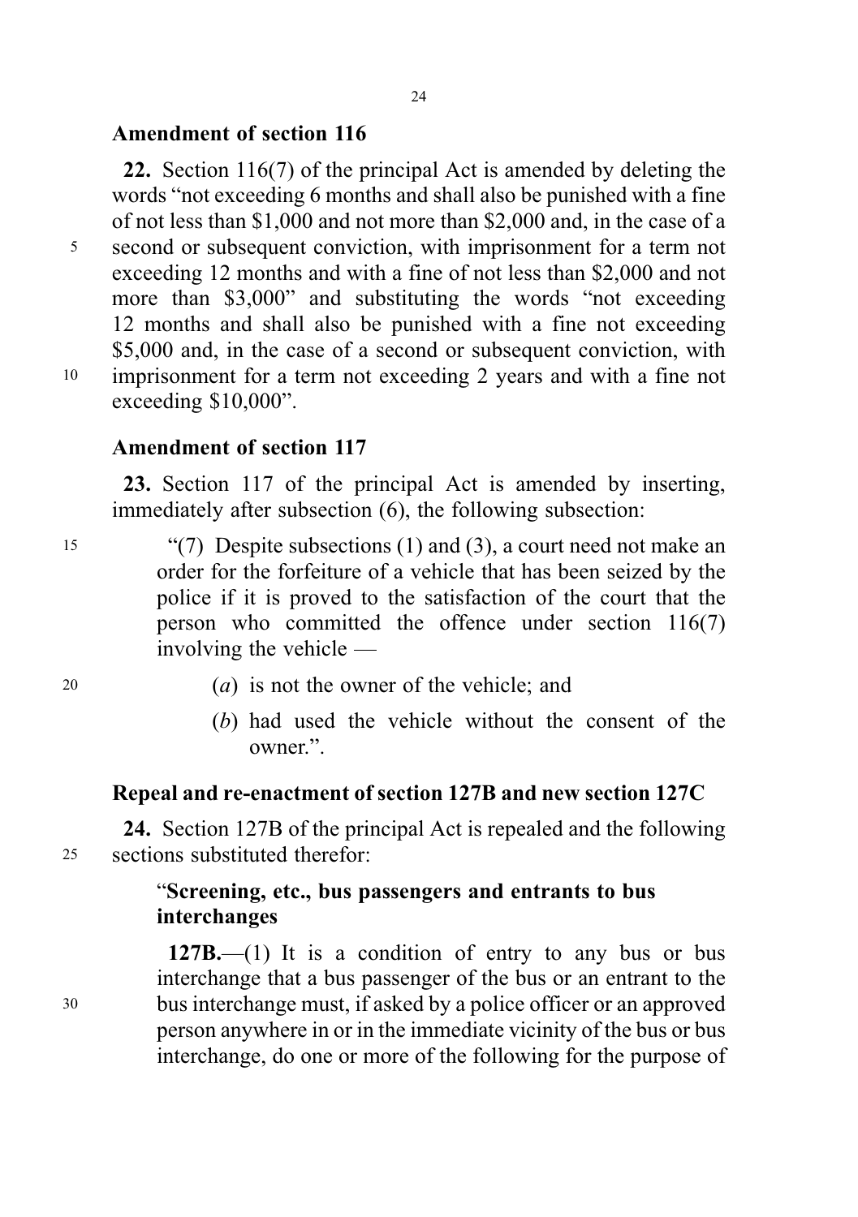**Amendment of section 116**

**22.** Section 116(7) of the principal Act is amended by deleting the words "not exceeding 6 months and shall also be punished with a fine of not less than $1,000 and not more than $2,000 and, in the case of a second or subsequent conviction, with imprisonment for a term not exceeding 12 months and with a fine of not less than $2,000 and not more than $3,000" and substituting the words "not exceeding 12 months and shall also be punished with a fine not exceeding $5,000 and, in the case of a second or subsequent conviction, with imprisonment for a term not exceeding 2 years and with a fine not exceeding $10,000".

**Amendment of section 117**

**23.** Section 117 of the principal Act is amended by inserting, immediately after subsection (6), the following subsection:

"(7) Despite subsections (1) and (3), a court need not make an order for the forfeiture of a vehicle that has been seized by the police if it is proved to the satisfaction of the court that the person who committed the offence under section 116(7) involving the vehicle —

(*a*) is not the owner of the vehicle; and

(*b*) had used the vehicle without the consent of the owner.".

**Repeal and re-enactment of section 127B and new section 127C**

**24.** Section 127B of the principal Act is repealed and the following sections substituted therefor:

"**Screening, etc., bus passengers and entrants to bus interchanges**

**127B.**—(1) It is a condition of entry to any bus or bus interchange that a bus passenger of the bus or an entrant to the bus interchange must, if asked by a police officer or an approved person anywhere in or in the immediate vicinity of the bus or bus interchange, do one or more of the following for the purpose of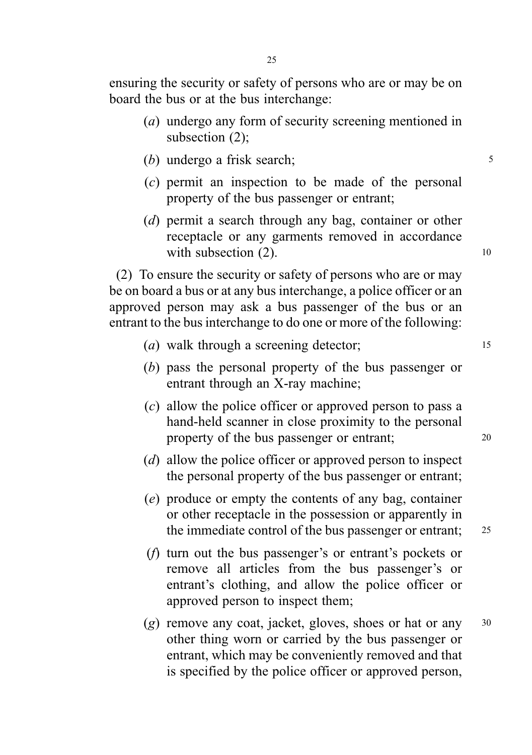ensuring the security or safety of persons who are or may be on board the bus or at the bus interchange:

(*a*) undergo any form of security screening mentioned in subsection (2);

(*b*) undergo a frisk search;

(*c*) permit an inspection to be made of the personal property of the bus passenger or entrant;

(*d*) permit a search through any bag, container or other receptacle or any garments removed in accordance with subsection (2).

(2) To ensure the security or safety of persons who are or may be on board a bus or at any bus interchange, a police officer or an approved person may ask a bus passenger of the bus or an entrant to the bus interchange to do one or more of the following:

(*a*) walk through a screening detector;

(*b*) pass the personal property of the bus passenger or entrant through an X-ray machine;

(*c*) allow the police officer or approved person to pass a hand-held scanner in close proximity to the personal property of the bus passenger or entrant;

(*d*) allow the police officer or approved person to inspect the personal property of the bus passenger or entrant;

(*e*) produce or empty the contents of any bag, container or other receptacle in the possession or apparently in the immediate control of the bus passenger or entrant;

(*f*) turn out the bus passenger's or entrant's pockets or remove all articles from the bus passenger's or entrant's clothing, and allow the police officer or approved person to inspect them;

(*g*) remove any coat, jacket, gloves, shoes or hat or any other thing worn or carried by the bus passenger or entrant, which may be conveniently removed and that is specified by the police officer or approved person,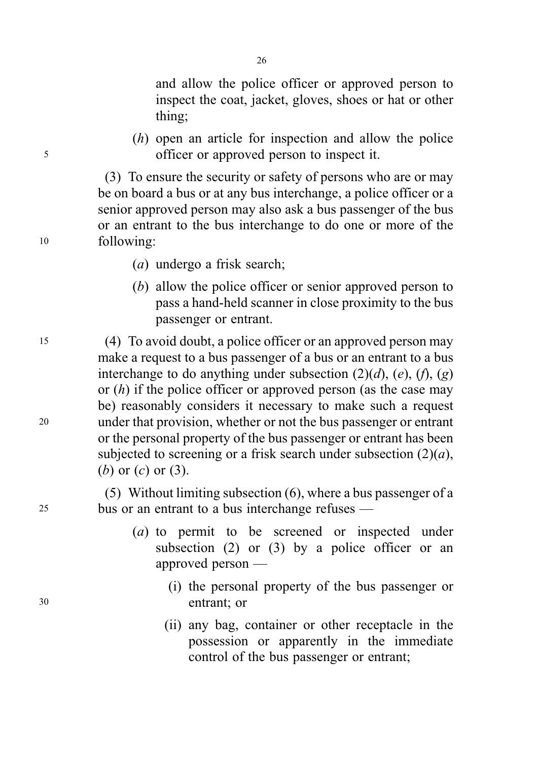and allow the police officer or approved person to inspect the coat, jacket, gloves, shoes or hat or other thing;

(*h*) open an article for inspection and allow the police officer or approved person to inspect it.

(3) To ensure the security or safety of persons who are or may be on board a bus or at any bus interchange, a police officer or a senior approved person may also ask a bus passenger of the bus or an entrant to the bus interchange to do one or more of the following:

(*a*) undergo a frisk search;

(*b*) allow the police officer or senior approved person to pass a hand-held scanner in close proximity to the bus passenger or entrant.

(4) To avoid doubt, a police officer or an approved person may make a request to a bus passenger of a bus or an entrant to a bus interchange to do anything under subsection (2)(*d*), (*e*), (*f*), (*g*) or (*h*) if the police officer or approved person (as the case may be) reasonably considers it necessary to make such a request under that provision, whether or not the bus passenger or entrant or the personal property of the bus passenger or entrant has been subjected to screening or a frisk search under subsection (2)(*a*), (*b*) or (*c*) or (3).

(5) Without limiting subsection (6), where a bus passenger of a bus or an entrant to a bus interchange refuses —

(*a*) to permit to be screened or inspected under subsection (2) or (3) by a police officer or an approved person —

(i) the personal property of the bus passenger or entrant; or

(ii) any bag, container or other receptacle in the possession or apparently in the immediate control of the bus passenger or entrant;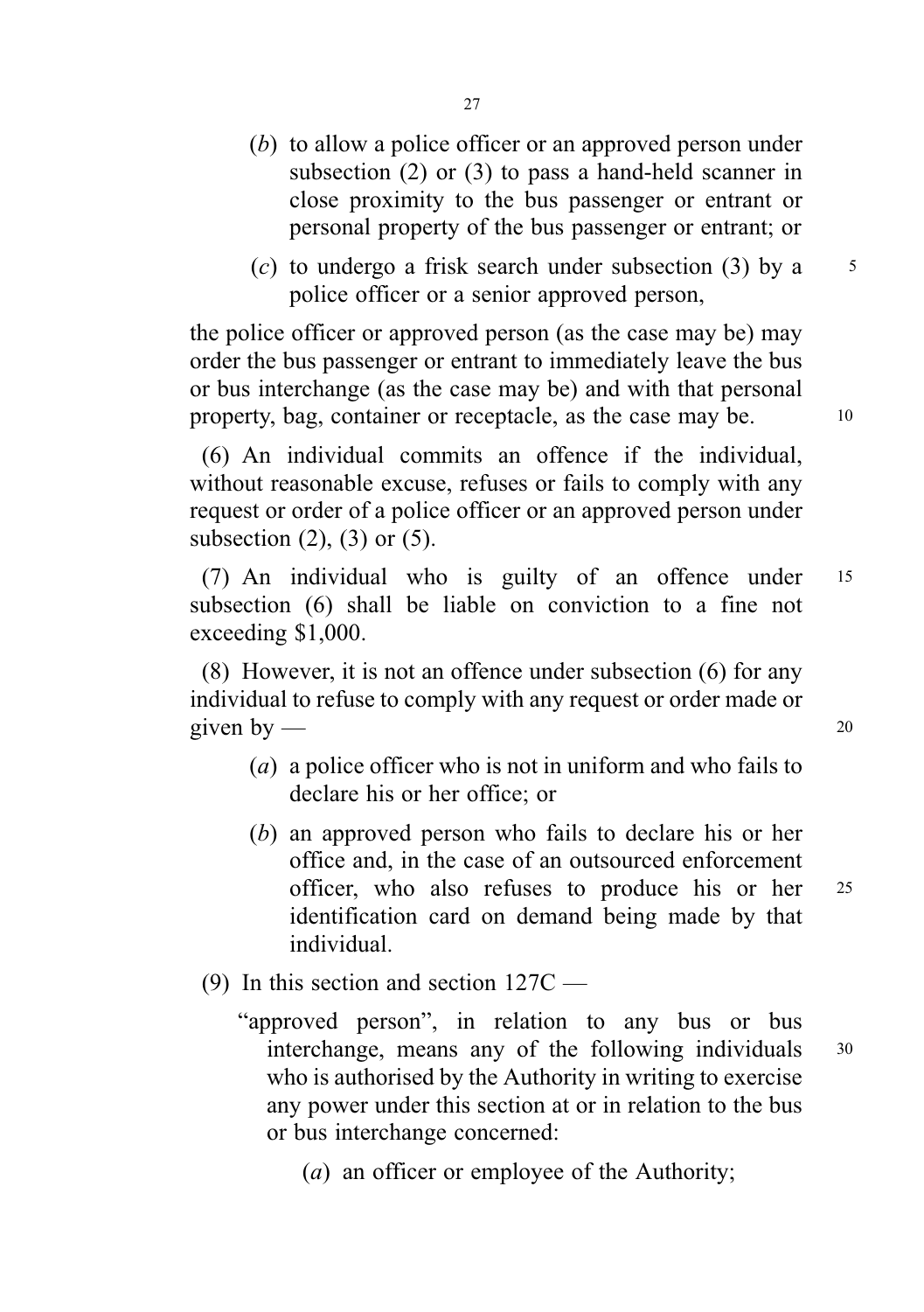(*b*) to allow a police officer or an approved person under subsection (2) or (3) to pass a hand-held scanner in close proximity to the bus passenger or entrant or personal property of the bus passenger or entrant; or

(*c*) to undergo a frisk search under subsection (3) by a police officer or a senior approved person,

the police officer or approved person (as the case may be) may order the bus passenger or entrant to immediately leave the bus or bus interchange (as the case may be) and with that personal property, bag, container or receptacle, as the case may be.

(6) An individual commits an offence if the individual, without reasonable excuse, refuses or fails to comply with any request or order of a police officer or an approved person under subsection (2), (3) or (5).

(7) An individual who is guilty of an offence under subsection (6) shall be liable on conviction to a fine not exceeding $1,000.

(8) However, it is not an offence under subsection (6) for any individual to refuse to comply with any request or order made or given by —

(*a*) a police officer who is not in uniform and who fails to declare his or her office; or

(*b*) an approved person who fails to declare his or her office and, in the case of an outsourced enforcement officer, who also refuses to produce his or her identification card on demand being made by that individual.

(9) In this section and section 127C —

"approved person", in relation to any bus or bus interchange, means any of the following individuals who is authorised by the Authority in writing to exercise any power under this section at or in relation to the bus or bus interchange concerned:

(*a*) an officer or employee of the Authority;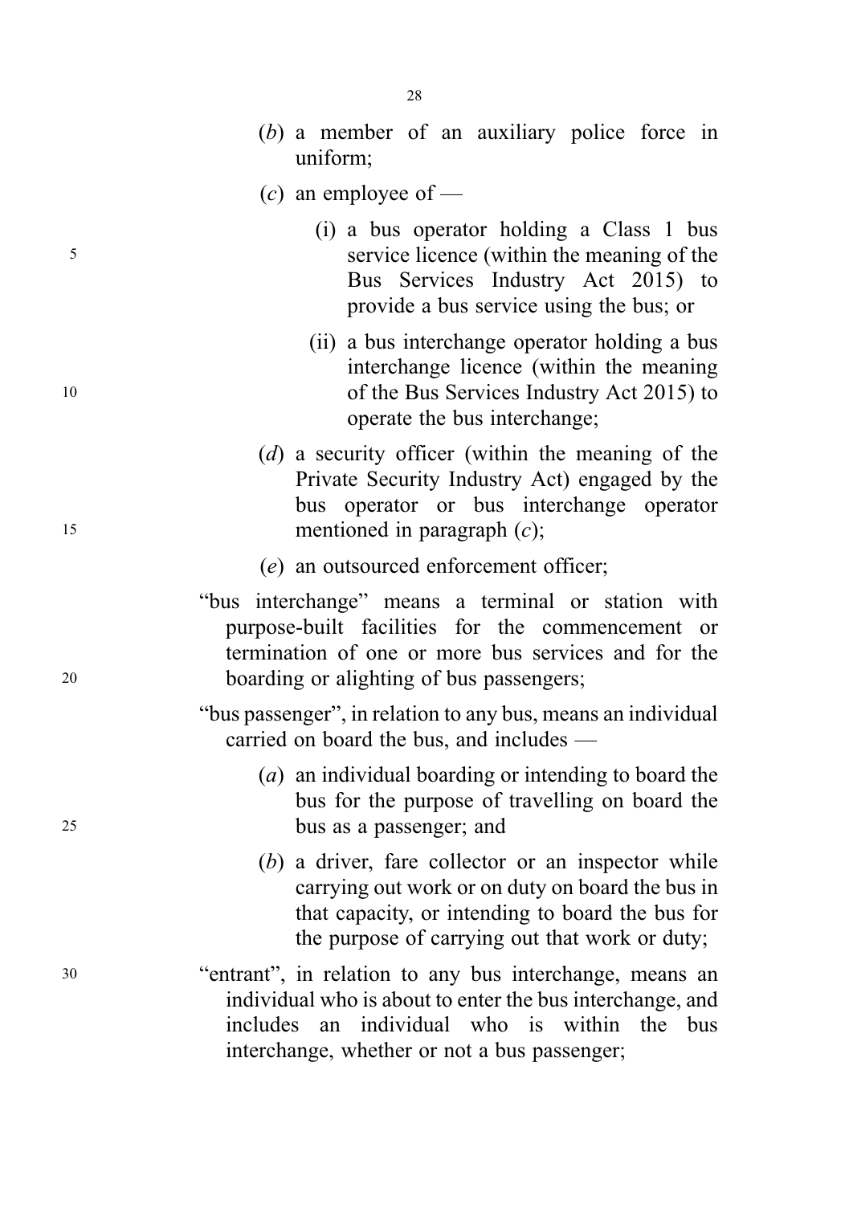(*b*) a member of an auxiliary police force in uniform;

(*c*) an employee of —

(i) a bus operator holding a Class 1 bus service licence (within the meaning of the Bus Services Industry Act 2015) to provide a bus service using the bus; or

(ii) a bus interchange operator holding a bus interchange licence (within the meaning of the Bus Services Industry Act 2015) to operate the bus interchange;

(*d*) a security officer (within the meaning of the Private Security Industry Act) engaged by the bus operator or bus interchange operator mentioned in paragraph (*c*);

(*e*) an outsourced enforcement officer;

"bus interchange" means a terminal or station with purpose-built facilities for the commencement or termination of one or more bus services and for the boarding or alighting of bus passengers;

"bus passenger", in relation to any bus, means an individual carried on board the bus, and includes —

(*a*) an individual boarding or intending to board the bus for the purpose of travelling on board the bus as a passenger; and

(*b*) a driver, fare collector or an inspector while carrying out work or on duty on board the bus in that capacity, or intending to board the bus for the purpose of carrying out that work or duty;

"entrant", in relation to any bus interchange, means an individual who is about to enter the bus interchange, and includes an individual who is within the bus interchange, whether or not a bus passenger;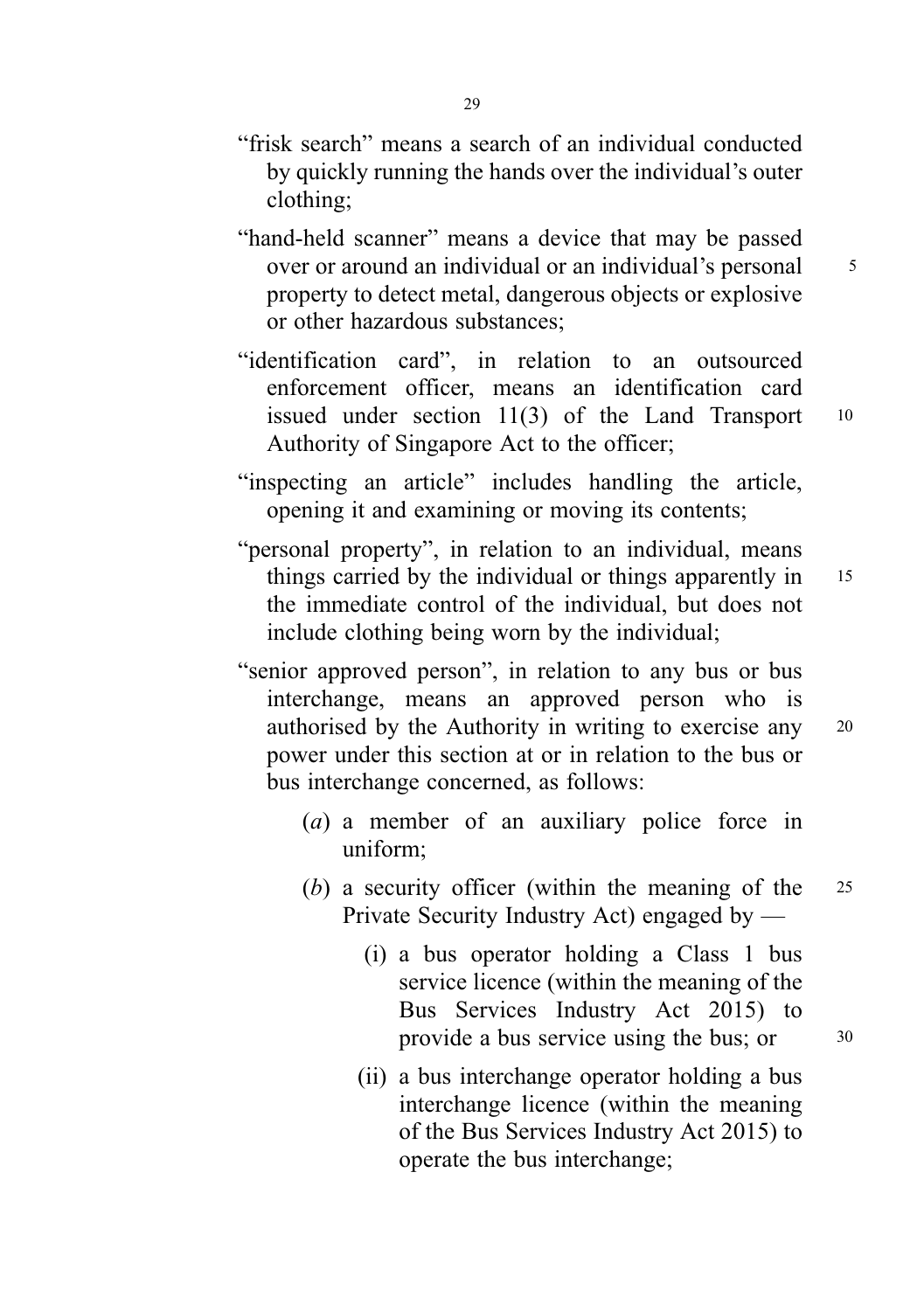"frisk search" means a search of an individual conducted by quickly running the hands over the individual's outer clothing;

"hand-held scanner" means a device that may be passed over or around an individual or an individual's personal property to detect metal, dangerous objects or explosive or other hazardous substances;

"identification card", in relation to an outsourced enforcement officer, means an identification card issued under section 11(3) of the Land Transport Authority of Singapore Act to the officer;

"inspecting an article" includes handling the article, opening it and examining or moving its contents;

"personal property", in relation to an individual, means things carried by the individual or things apparently in the immediate control of the individual, but does not include clothing being worn by the individual;

"senior approved person", in relation to any bus or bus interchange, means an approved person who is authorised by the Authority in writing to exercise any power under this section at or in relation to the bus or bus interchange concerned, as follows:

(*a*) a member of an auxiliary police force in uniform;

(*b*) a security officer (within the meaning of the Private Security Industry Act) engaged by —

(i) a bus operator holding a Class 1 bus service licence (within the meaning of the Bus Services Industry Act 2015) to provide a bus service using the bus; or

(ii) a bus interchange operator holding a bus interchange licence (within the meaning of the Bus Services Industry Act 2015) to operate the bus interchange;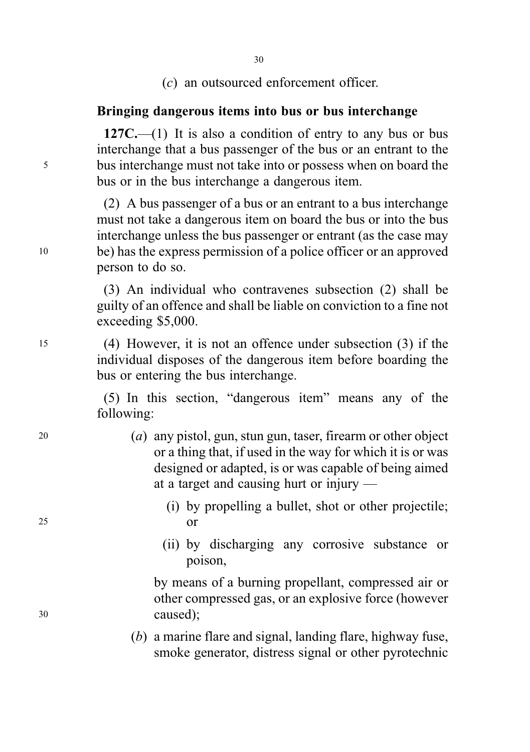(*c*) an outsourced enforcement officer.

**Bringing dangerous items into bus or bus interchange**

**127C.**—(1) It is also a condition of entry to any bus or bus interchange that a bus passenger of the bus or an entrant to the bus interchange must not take into or possess when on board the bus or in the bus interchange a dangerous item.

(2) A bus passenger of a bus or an entrant to a bus interchange must not take a dangerous item on board the bus or into the bus interchange unless the bus passenger or entrant (as the case may be) has the express permission of a police officer or an approved person to do so.

(3) An individual who contravenes subsection (2) shall be guilty of an offence and shall be liable on conviction to a fine not exceeding $5,000.

(4) However, it is not an offence under subsection (3) if the individual disposes of the dangerous item before boarding the bus or entering the bus interchange.

(5) In this section, "dangerous item" means any of the following:

(*a*) any pistol, gun, stun gun, taser, firearm or other object or a thing that, if used in the way for which it is or was designed or adapted, is or was capable of being aimed at a target and causing hurt or injury —

(i) by propelling a bullet, shot or other projectile; or

(ii) by discharging any corrosive substance or poison,

by means of a burning propellant, compressed air or other compressed gas, or an explosive force (however caused);

(*b*) a marine flare and signal, landing flare, highway fuse, smoke generator, distress signal or other pyrotechnic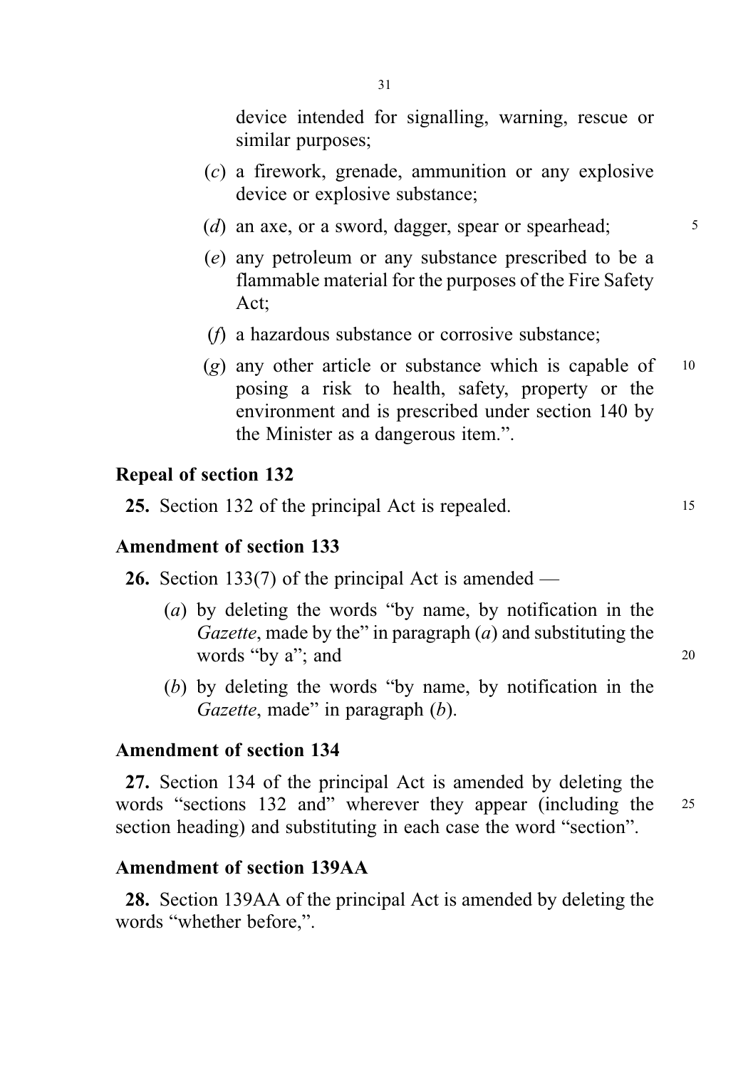device intended for signalling, warning, rescue or similar purposes;

(*c*) a firework, grenade, ammunition or any explosive device or explosive substance;

(*d*) an axe, or a sword, dagger, spear or spearhead;

(*e*) any petroleum or any substance prescribed to be a flammable material for the purposes of the Fire Safety Act;

(*f*) a hazardous substance or corrosive substance;

(*g*) any other article or substance which is capable of posing a risk to health, safety, property or the environment and is prescribed under section 140 by the Minister as a dangerous item.".

### Repeal of section 132

**25.** Section 132 of the principal Act is repealed.

### Amendment of section 133

**26.** Section 133(7) of the principal Act is amended —

(*a*) by deleting the words "by name, by notification in the *Gazette*, made by the" in paragraph (*a*) and substituting the words "by a"; and

(*b*) by deleting the words "by name, by notification in the *Gazette*, made" in paragraph (*b*).

### Amendment of section 134

**27.** Section 134 of the principal Act is amended by deleting the words "sections 132 and" wherever they appear (including the section heading) and substituting in each case the word "section".

### Amendment of section 139AA

**28.** Section 139AA of the principal Act is amended by deleting the words "whether before,".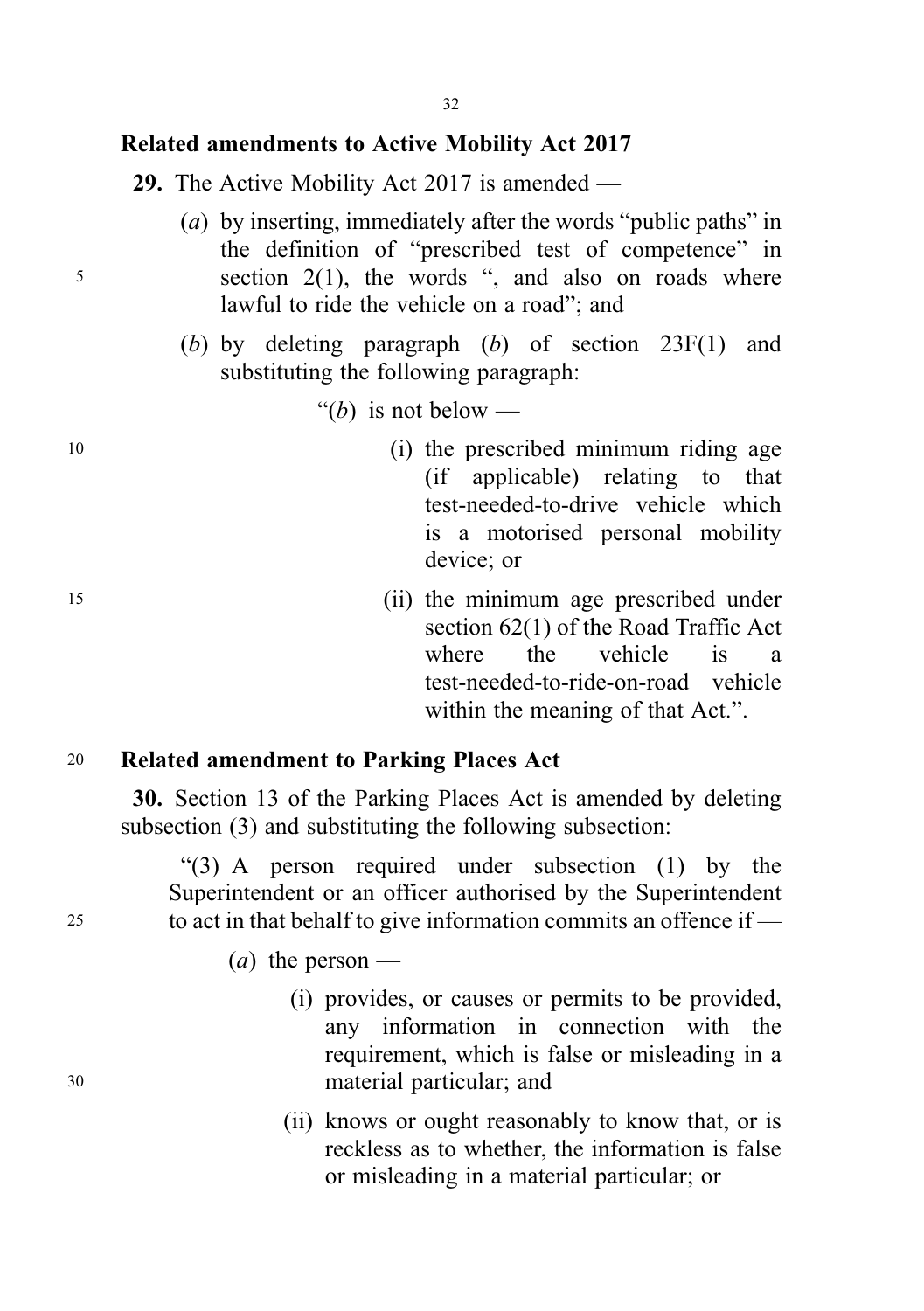**Related amendments to Active Mobility Act 2017**

**29.** The Active Mobility Act 2017 is amended —

(*a*) by inserting, immediately after the words "public paths" in the definition of "prescribed test of competence" in section 2(1), the words ", and also on roads where lawful to ride the vehicle on a road"; and

(*b*) by deleting paragraph (*b*) of section 23F(1) and substituting the following paragraph:

> "(*b*) is not below —
>
> (i) the prescribed minimum riding age (if applicable) relating to that test-needed-to-drive vehicle which is a motorised personal mobility device; or
>
> (ii) the minimum age prescribed under section 62(1) of the Road Traffic Act where the vehicle is a test-needed-to-ride-on-road vehicle within the meaning of that Act.".

**Related amendment to Parking Places Act**

**30.** Section 13 of the Parking Places Act is amended by deleting subsection (3) and substituting the following subsection:

> "(3) A person required under subsection (1) by the Superintendent or an officer authorised by the Superintendent to act in that behalf to give information commits an offence if —
>
> (*a*) the person —
>
> (i) provides, or causes or permits to be provided, any information in connection with the requirement, which is false or misleading in a material particular; and
>
> (ii) knows or ought reasonably to know that, or is reckless as to whether, the information is false or misleading in a material particular; or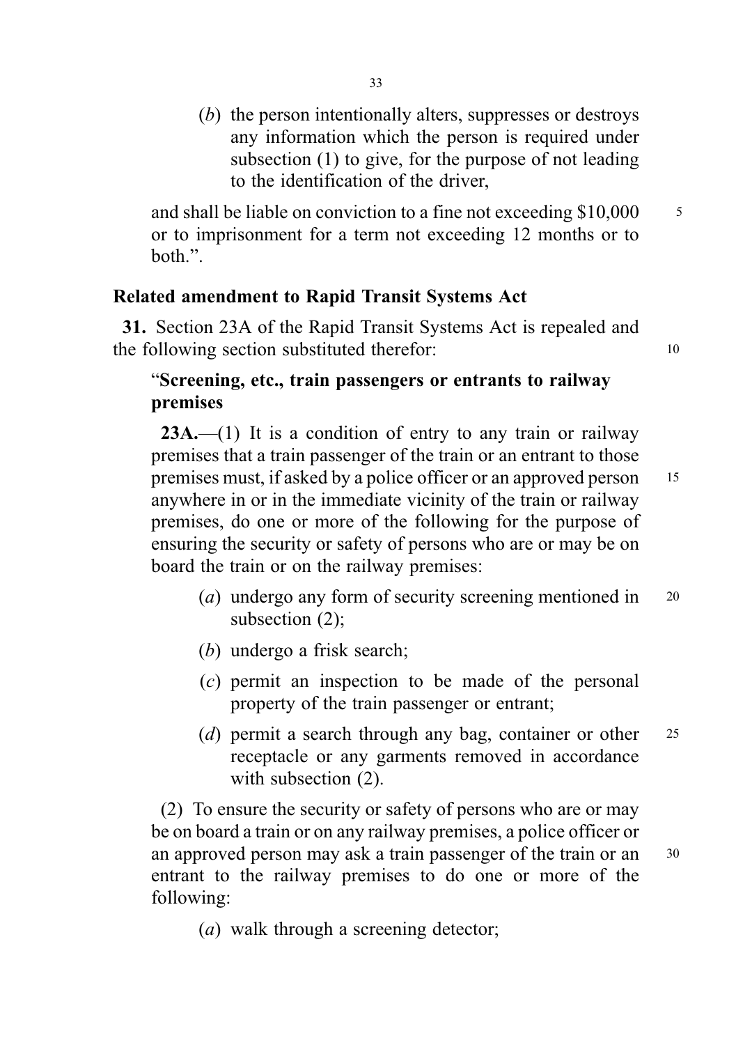(*b*) the person intentionally alters, suppresses or destroys any information which the person is required under subsection (1) to give, for the purpose of not leading to the identification of the driver,

and shall be liable on conviction to a fine not exceeding $10,000 or to imprisonment for a term not exceeding 12 months or to both.".

**Related amendment to Rapid Transit Systems Act**

**31.** Section 23A of the Rapid Transit Systems Act is repealed and the following section substituted therefor:

"**Screening, etc., train passengers or entrants to railway premises**

**23A.**—(1) It is a condition of entry to any train or railway premises that a train passenger of the train or an entrant to those premises must, if asked by a police officer or an approved person anywhere in or in the immediate vicinity of the train or railway premises, do one or more of the following for the purpose of ensuring the security or safety of persons who are or may be on board the train or on the railway premises:

(*a*) undergo any form of security screening mentioned in subsection (2);

(*b*) undergo a frisk search;

(*c*) permit an inspection to be made of the personal property of the train passenger or entrant;

(*d*) permit a search through any bag, container or other receptacle or any garments removed in accordance with subsection (2).

(2) To ensure the security or safety of persons who are or may be on board a train or on any railway premises, a police officer or an approved person may ask a train passenger of the train or an entrant to the railway premises to do one or more of the following:

(*a*) walk through a screening detector;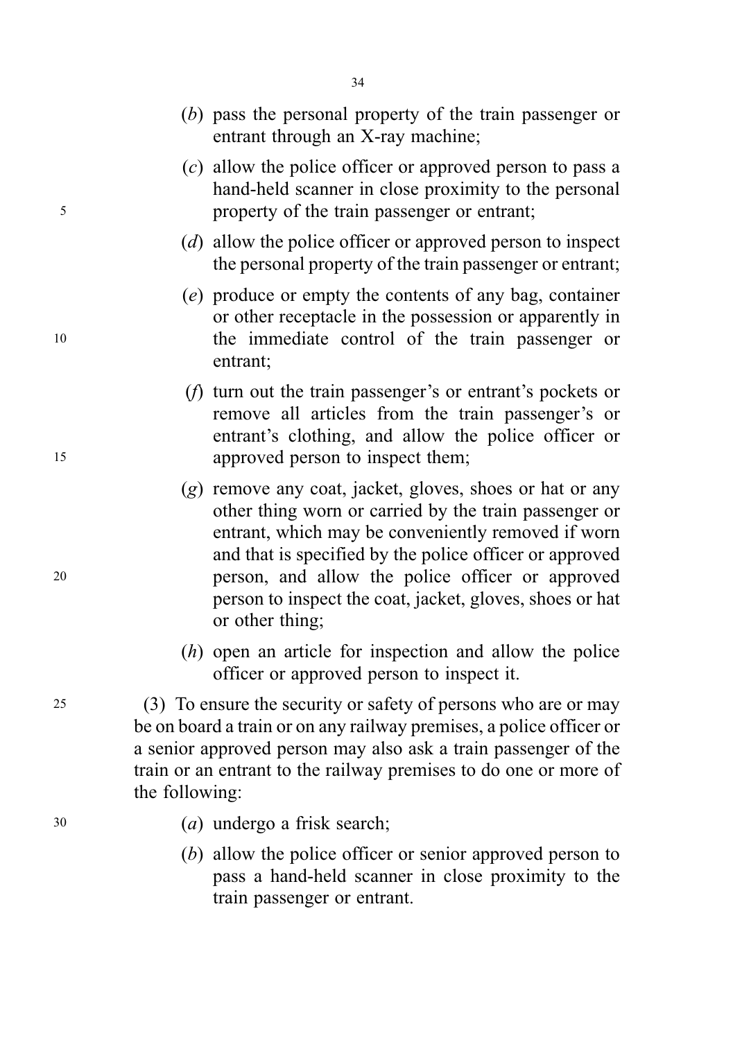(*b*) pass the personal property of the train passenger or entrant through an X-ray machine;

(*c*) allow the police officer or approved person to pass a hand-held scanner in close proximity to the personal property of the train passenger or entrant;

(*d*) allow the police officer or approved person to inspect the personal property of the train passenger or entrant;

(*e*) produce or empty the contents of any bag, container or other receptacle in the possession or apparently in the immediate control of the train passenger or entrant;

(*f*) turn out the train passenger's or entrant's pockets or remove all articles from the train passenger's or entrant's clothing, and allow the police officer or approved person to inspect them;

(*g*) remove any coat, jacket, gloves, shoes or hat or any other thing worn or carried by the train passenger or entrant, which may be conveniently removed if worn and that is specified by the police officer or approved person, and allow the police officer or approved person to inspect the coat, jacket, gloves, shoes or hat or other thing;

(*h*) open an article for inspection and allow the police officer or approved person to inspect it.

(3) To ensure the security or safety of persons who are or may be on board a train or on any railway premises, a police officer or a senior approved person may also ask a train passenger of the train or an entrant to the railway premises to do one or more of the following:

(*a*) undergo a frisk search;

(*b*) allow the police officer or senior approved person to pass a hand-held scanner in close proximity to the train passenger or entrant.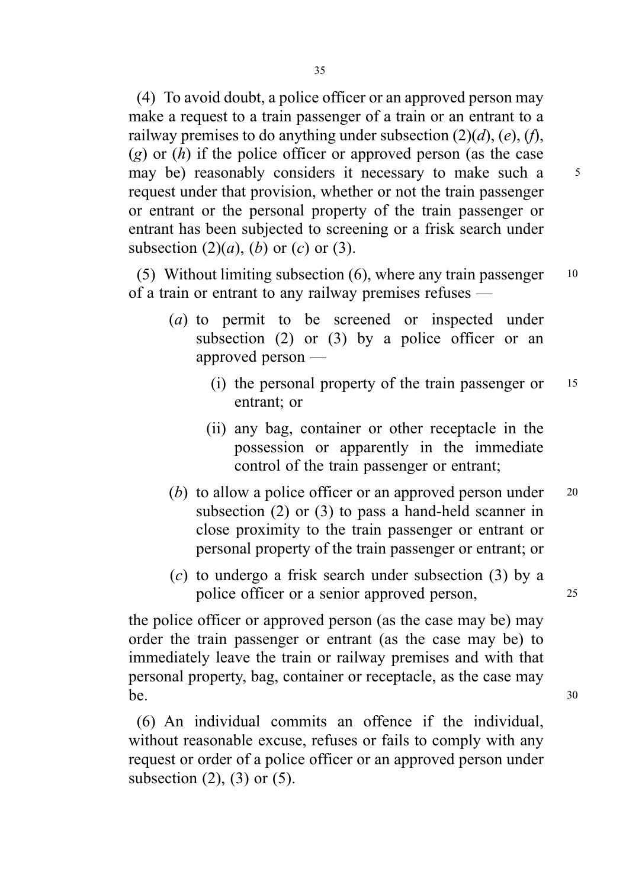(4) To avoid doubt, a police officer or an approved person may make a request to a train passenger of a train or an entrant to a railway premises to do anything under subsection (2)(*d*), (*e*), (*f*), (*g*) or (*h*) if the police officer or approved person (as the case may be) reasonably considers it necessary to make such a request under that provision, whether or not the train passenger or entrant or the personal property of the train passenger or entrant has been subjected to screening or a frisk search under subsection (2)(*a*), (*b*) or (*c*) or (3).

(5) Without limiting subsection (6), where any train passenger of a train or entrant to any railway premises refuses —

- (*a*) to permit to be screened or inspected under subsection (2) or (3) by a police officer or an approved person —
  - (i) the personal property of the train passenger or entrant; or
  - (ii) any bag, container or other receptacle in the possession or apparently in the immediate control of the train passenger or entrant;
- (*b*) to allow a police officer or an approved person under subsection (2) or (3) to pass a hand-held scanner in close proximity to the train passenger or entrant or personal property of the train passenger or entrant; or
- (*c*) to undergo a frisk search under subsection (3) by a police officer or a senior approved person,

the police officer or approved person (as the case may be) may order the train passenger or entrant (as the case may be) to immediately leave the train or railway premises and with that personal property, bag, container or receptacle, as the case may be.

(6) An individual commits an offence if the individual, without reasonable excuse, refuses or fails to comply with any request or order of a police officer or an approved person under subsection (2), (3) or (5).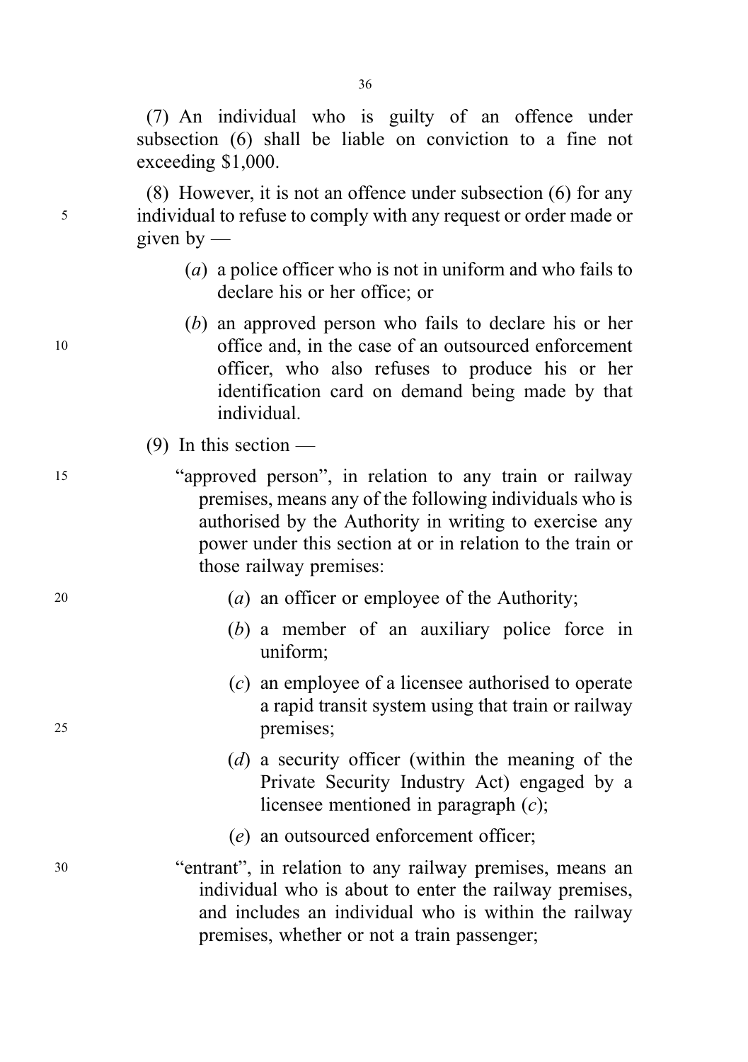(7) An individual who is guilty of an offence under subsection (6) shall be liable on conviction to a fine not exceeding $1,000.

(8) However, it is not an offence under subsection (6) for any individual to refuse to comply with any request or order made or given by —

- (*a*) a police officer who is not in uniform and who fails to declare his or her office; or
- (*b*) an approved person who fails to declare his or her office and, in the case of an outsourced enforcement officer, who also refuses to produce his or her identification card on demand being made by that individual.

(9) In this section —

"approved person", in relation to any train or railway premises, means any of the following individuals who is authorised by the Authority in writing to exercise any power under this section at or in relation to the train or those railway premises:

- (*a*) an officer or employee of the Authority;
- (*b*) a member of an auxiliary police force in uniform;
- (*c*) an employee of a licensee authorised to operate a rapid transit system using that train or railway premises;
- (*d*) a security officer (within the meaning of the Private Security Industry Act) engaged by a licensee mentioned in paragraph (*c*);
- (*e*) an outsourced enforcement officer;

"entrant", in relation to any railway premises, means an individual who is about to enter the railway premises, and includes an individual who is within the railway premises, whether or not a train passenger;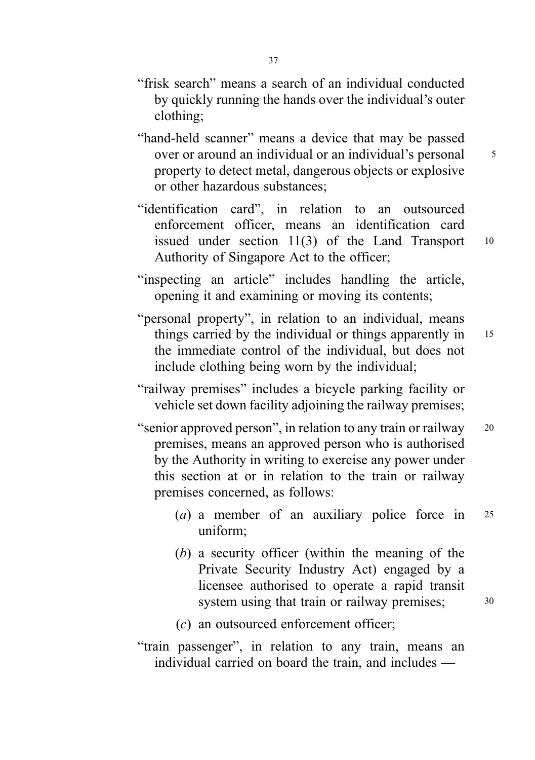"frisk search" means a search of an individual conducted by quickly running the hands over the individual's outer clothing;

"hand-held scanner" means a device that may be passed over or around an individual or an individual's personal property to detect metal, dangerous objects or explosive or other hazardous substances;

"identification card", in relation to an outsourced enforcement officer, means an identification card issued under section 11(3) of the Land Transport Authority of Singapore Act to the officer;

"inspecting an article" includes handling the article, opening it and examining or moving its contents;

"personal property", in relation to an individual, means things carried by the individual or things apparently in the immediate control of the individual, but does not include clothing being worn by the individual;

"railway premises" includes a bicycle parking facility or vehicle set down facility adjoining the railway premises;

"senior approved person", in relation to any train or railway premises, means an approved person who is authorised by the Authority in writing to exercise any power under this section at or in relation to the train or railway premises concerned, as follows:

(*a*) a member of an auxiliary police force in uniform;

(*b*) a security officer (within the meaning of the Private Security Industry Act) engaged by a licensee authorised to operate a rapid transit system using that train or railway premises;

(*c*) an outsourced enforcement officer;

"train passenger", in relation to any train, means an individual carried on board the train, and includes —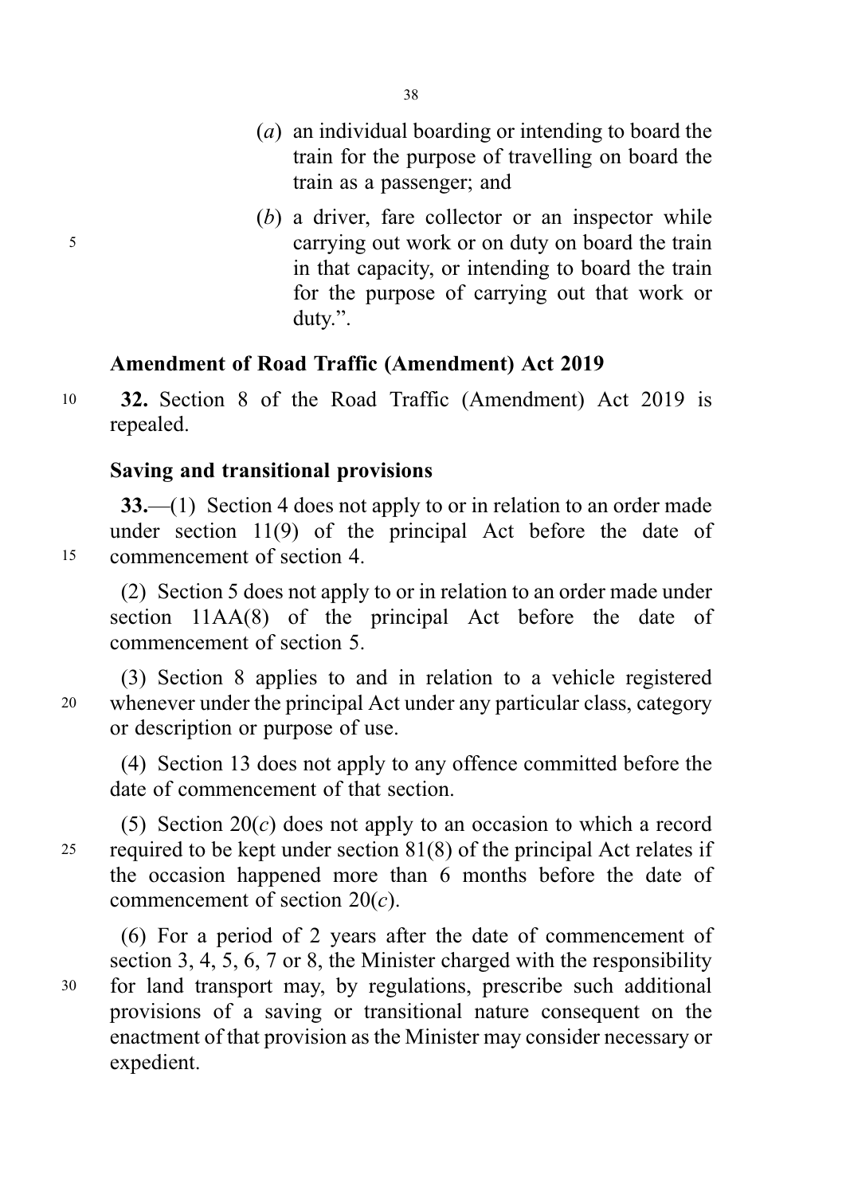(*a*) an individual boarding or intending to board the train for the purpose of travelling on board the train as a passenger; and

(*b*) a driver, fare collector or an inspector while carrying out work or on duty on board the train in that capacity, or intending to board the train for the purpose of carrying out that work or duty.".

**Amendment of Road Traffic (Amendment) Act 2019**

**32.** Section 8 of the Road Traffic (Amendment) Act 2019 is repealed.

**Saving and transitional provisions**

**33.**—(1) Section 4 does not apply to or in relation to an order made under section 11(9) of the principal Act before the date of commencement of section 4.

(2) Section 5 does not apply to or in relation to an order made under section 11AA(8) of the principal Act before the date of commencement of section 5.

(3) Section 8 applies to and in relation to a vehicle registered whenever under the principal Act under any particular class, category or description or purpose of use.

(4) Section 13 does not apply to any offence committed before the date of commencement of that section.

(5) Section 20(*c*) does not apply to an occasion to which a record required to be kept under section 81(8) of the principal Act relates if the occasion happened more than 6 months before the date of commencement of section 20(*c*).

(6) For a period of 2 years after the date of commencement of section 3, 4, 5, 6, 7 or 8, the Minister charged with the responsibility for land transport may, by regulations, prescribe such additional provisions of a saving or transitional nature consequent on the enactment of that provision as the Minister may consider necessary or expedient.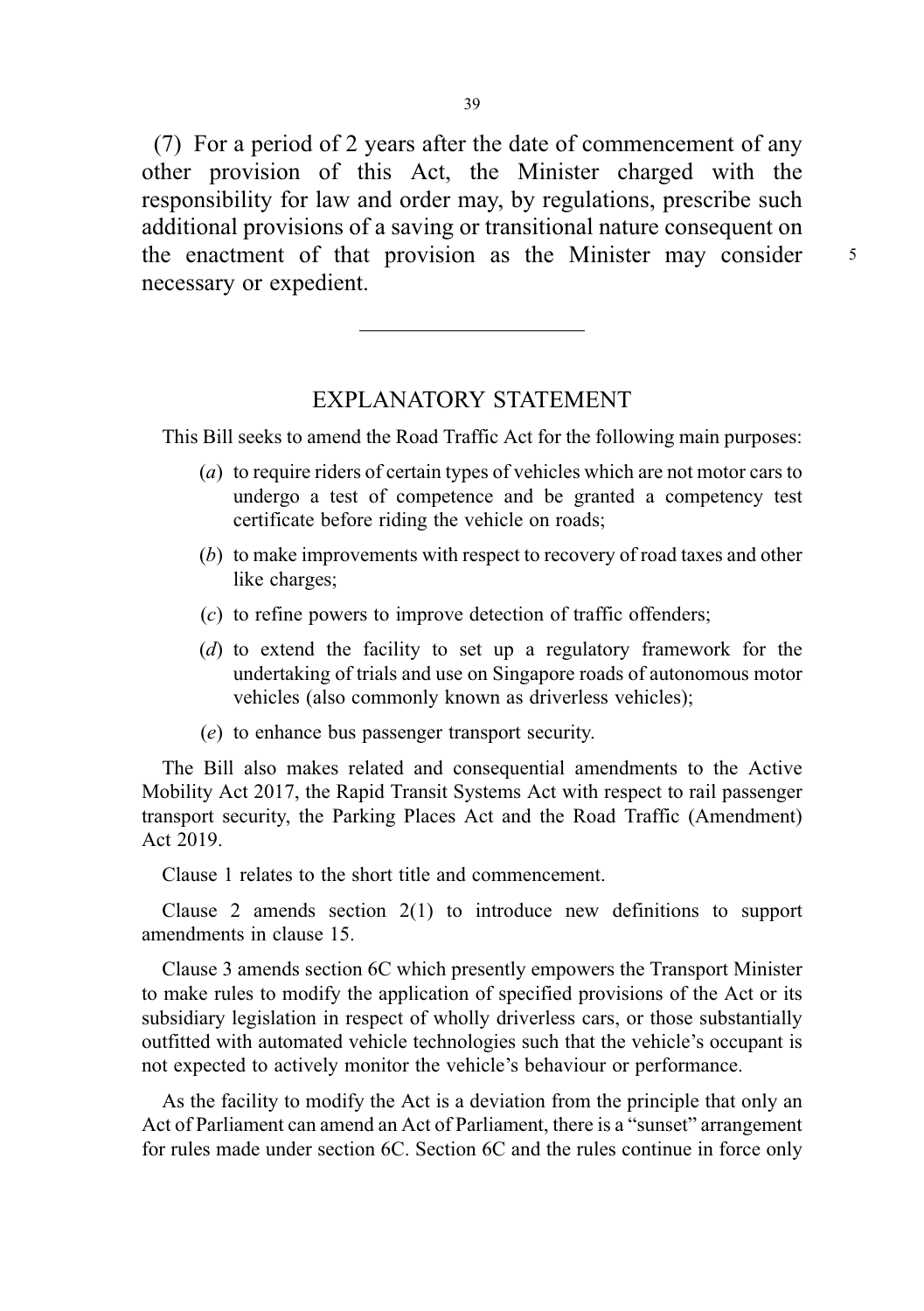(7) For a period of 2 years after the date of commencement of any other provision of this Act, the Minister charged with the responsibility for law and order may, by regulations, prescribe such additional provisions of a saving or transitional nature consequent on the enactment of that provision as the Minister may consider necessary or expedient.

---

## EXPLANATORY STATEMENT

This Bill seeks to amend the Road Traffic Act for the following main purposes:

(*a*) to require riders of certain types of vehicles which are not motor cars to undergo a test of competence and be granted a competency test certificate before riding the vehicle on roads;

(*b*) to make improvements with respect to recovery of road taxes and other like charges;

(*c*) to refine powers to improve detection of traffic offenders;

(*d*) to extend the facility to set up a regulatory framework for the undertaking of trials and use on Singapore roads of autonomous motor vehicles (also commonly known as driverless vehicles);

(*e*) to enhance bus passenger transport security.

The Bill also makes related and consequential amendments to the Active Mobility Act 2017, the Rapid Transit Systems Act with respect to rail passenger transport security, the Parking Places Act and the Road Traffic (Amendment) Act 2019.

Clause 1 relates to the short title and commencement.

Clause 2 amends section 2(1) to introduce new definitions to support amendments in clause 15.

Clause 3 amends section 6C which presently empowers the Transport Minister to make rules to modify the application of specified provisions of the Act or its subsidiary legislation in respect of wholly driverless cars, or those substantially outfitted with automated vehicle technologies such that the vehicle's occupant is not expected to actively monitor the vehicle's behaviour or performance.

As the facility to modify the Act is a deviation from the principle that only an Act of Parliament can amend an Act of Parliament, there is a "sunset" arrangement for rules made under section 6C. Section 6C and the rules continue in force only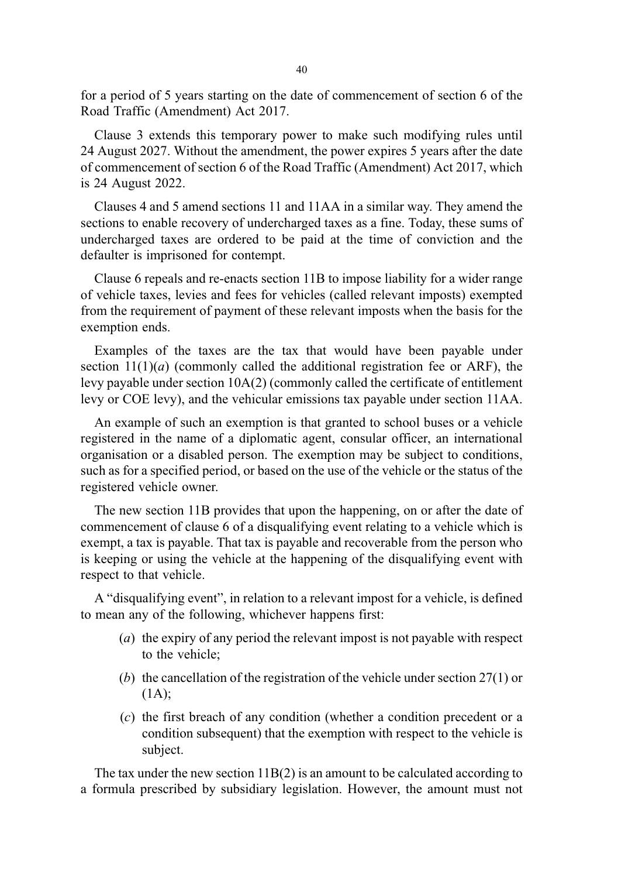for a period of 5 years starting on the date of commencement of section 6 of the Road Traffic (Amendment) Act 2017.

Clause 3 extends this temporary power to make such modifying rules until 24 August 2027. Without the amendment, the power expires 5 years after the date of commencement of section 6 of the Road Traffic (Amendment) Act 2017, which is 24 August 2022.

Clauses 4 and 5 amend sections 11 and 11AA in a similar way. They amend the sections to enable recovery of undercharged taxes as a fine. Today, these sums of undercharged taxes are ordered to be paid at the time of conviction and the defaulter is imprisoned for contempt.

Clause 6 repeals and re-enacts section 11B to impose liability for a wider range of vehicle taxes, levies and fees for vehicles (called relevant imposts) exempted from the requirement of payment of these relevant imposts when the basis for the exemption ends.

Examples of the taxes are the tax that would have been payable under section 11(1)(*a*) (commonly called the additional registration fee or ARF), the levy payable under section 10A(2) (commonly called the certificate of entitlement levy or COE levy), and the vehicular emissions tax payable under section 11AA.

An example of such an exemption is that granted to school buses or a vehicle registered in the name of a diplomatic agent, consular officer, an international organisation or a disabled person. The exemption may be subject to conditions, such as for a specified period, or based on the use of the vehicle or the status of the registered vehicle owner.

The new section 11B provides that upon the happening, on or after the date of commencement of clause 6 of a disqualifying event relating to a vehicle which is exempt, a tax is payable. That tax is payable and recoverable from the person who is keeping or using the vehicle at the happening of the disqualifying event with respect to that vehicle.

A "disqualifying event", in relation to a relevant impost for a vehicle, is defined to mean any of the following, whichever happens first:

(*a*) the expiry of any period the relevant impost is not payable with respect to the vehicle;

(*b*) the cancellation of the registration of the vehicle under section 27(1) or (1A);

(*c*) the first breach of any condition (whether a condition precedent or a condition subsequent) that the exemption with respect to the vehicle is subject.

The tax under the new section 11B(2) is an amount to be calculated according to a formula prescribed by subsidiary legislation. However, the amount must not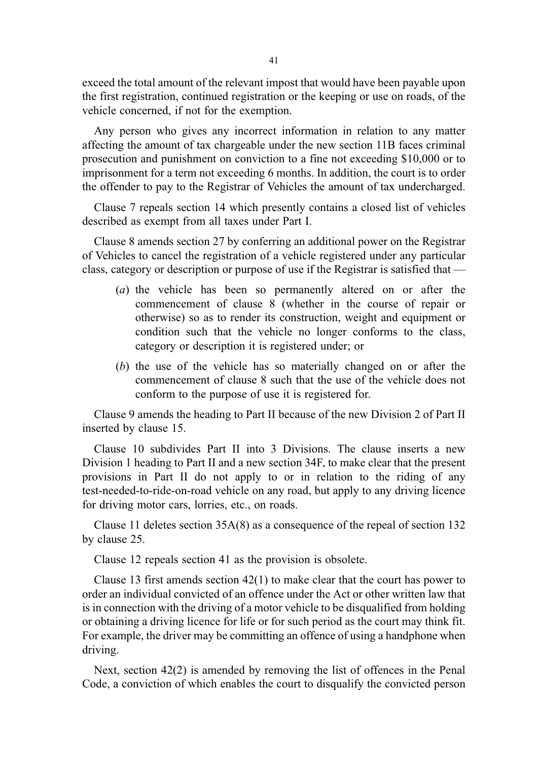exceed the total amount of the relevant impost that would have been payable upon the first registration, continued registration or the keeping or use on roads, of the vehicle concerned, if not for the exemption.

Any person who gives any incorrect information in relation to any matter affecting the amount of tax chargeable under the new section 11B faces criminal prosecution and punishment on conviction to a fine not exceeding $10,000 or to imprisonment for a term not exceeding 6 months. In addition, the court is to order the offender to pay to the Registrar of Vehicles the amount of tax undercharged.

Clause 7 repeals section 14 which presently contains a closed list of vehicles described as exempt from all taxes under Part I.

Clause 8 amends section 27 by conferring an additional power on the Registrar of Vehicles to cancel the registration of a vehicle registered under any particular class, category or description or purpose of use if the Registrar is satisfied that —

(*a*) the vehicle has been so permanently altered on or after the commencement of clause 8 (whether in the course of repair or otherwise) so as to render its construction, weight and equipment or condition such that the vehicle no longer conforms to the class, category or description it is registered under; or

(*b*) the use of the vehicle has so materially changed on or after the commencement of clause 8 such that the use of the vehicle does not conform to the purpose of use it is registered for.

Clause 9 amends the heading to Part II because of the new Division 2 of Part II inserted by clause 15.

Clause 10 subdivides Part II into 3 Divisions. The clause inserts a new Division 1 heading to Part II and a new section 34F, to make clear that the present provisions in Part II do not apply to or in relation to the riding of any test-needed-to-ride-on-road vehicle on any road, but apply to any driving licence for driving motor cars, lorries, etc., on roads.

Clause 11 deletes section 35A(8) as a consequence of the repeal of section 132 by clause 25.

Clause 12 repeals section 41 as the provision is obsolete.

Clause 13 first amends section 42(1) to make clear that the court has power to order an individual convicted of an offence under the Act or other written law that is in connection with the driving of a motor vehicle to be disqualified from holding or obtaining a driving licence for life or for such period as the court may think fit. For example, the driver may be committing an offence of using a handphone when driving.

Next, section 42(2) is amended by removing the list of offences in the Penal Code, a conviction of which enables the court to disqualify the convicted person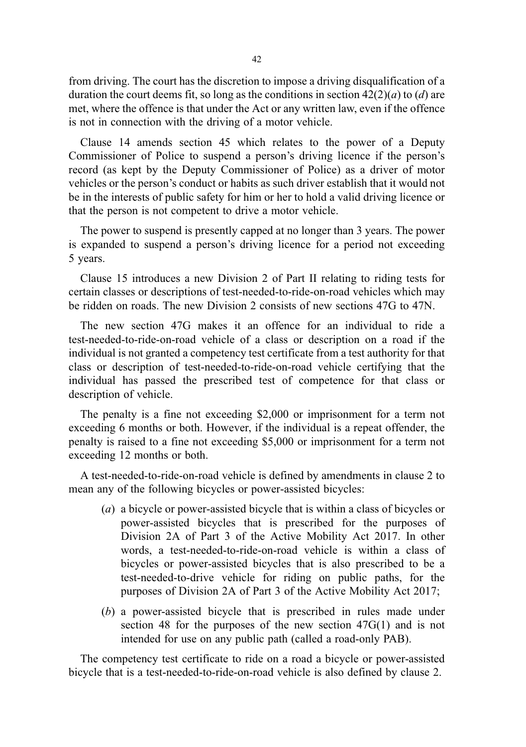from driving. The court has the discretion to impose a driving disqualification of a duration the court deems fit, so long as the conditions in section 42(2)(*a*) to (*d*) are met, where the offence is that under the Act or any written law, even if the offence is not in connection with the driving of a motor vehicle.

Clause 14 amends section 45 which relates to the power of a Deputy Commissioner of Police to suspend a person's driving licence if the person's record (as kept by the Deputy Commissioner of Police) as a driver of motor vehicles or the person's conduct or habits as such driver establish that it would not be in the interests of public safety for him or her to hold a valid driving licence or that the person is not competent to drive a motor vehicle.

The power to suspend is presently capped at no longer than 3 years. The power is expanded to suspend a person's driving licence for a period not exceeding 5 years.

Clause 15 introduces a new Division 2 of Part II relating to riding tests for certain classes or descriptions of test-needed-to-ride-on-road vehicles which may be ridden on roads. The new Division 2 consists of new sections 47G to 47N.

The new section 47G makes it an offence for an individual to ride a test-needed-to-ride-on-road vehicle of a class or description on a road if the individual is not granted a competency test certificate from a test authority for that class or description of test-needed-to-ride-on-road vehicle certifying that the individual has passed the prescribed test of competence for that class or description of vehicle.

The penalty is a fine not exceeding $2,000 or imprisonment for a term not exceeding 6 months or both. However, if the individual is a repeat offender, the penalty is raised to a fine not exceeding $5,000 or imprisonment for a term not exceeding 12 months or both.

A test-needed-to-ride-on-road vehicle is defined by amendments in clause 2 to mean any of the following bicycles or power-assisted bicycles:

(*a*) a bicycle or power-assisted bicycle that is within a class of bicycles or power-assisted bicycles that is prescribed for the purposes of Division 2A of Part 3 of the Active Mobility Act 2017. In other words, a test-needed-to-ride-on-road vehicle is within a class of bicycles or power-assisted bicycles that is also prescribed to be a test-needed-to-drive vehicle for riding on public paths, for the purposes of Division 2A of Part 3 of the Active Mobility Act 2017;

(*b*) a power-assisted bicycle that is prescribed in rules made under section 48 for the purposes of the new section 47G(1) and is not intended for use on any public path (called a road-only PAB).

The competency test certificate to ride on a road a bicycle or power-assisted bicycle that is a test-needed-to-ride-on-road vehicle is also defined by clause 2.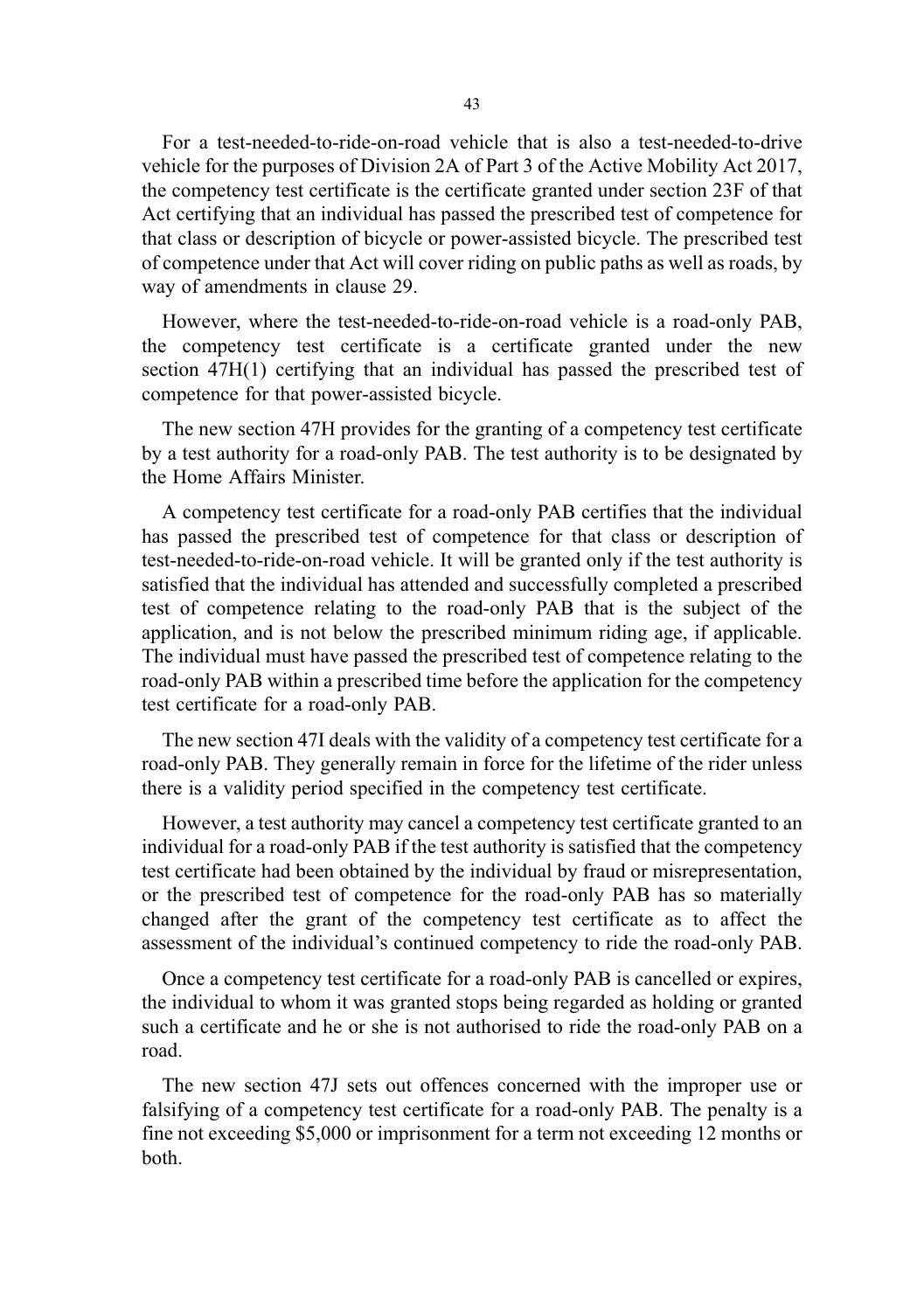For a test-needed-to-ride-on-road vehicle that is also a test-needed-to-drive vehicle for the purposes of Division 2A of Part 3 of the Active Mobility Act 2017, the competency test certificate is the certificate granted under section 23F of that Act certifying that an individual has passed the prescribed test of competence for that class or description of bicycle or power-assisted bicycle. The prescribed test of competence under that Act will cover riding on public paths as well as roads, by way of amendments in clause 29.

However, where the test-needed-to-ride-on-road vehicle is a road-only PAB, the competency test certificate is a certificate granted under the new section 47H(1) certifying that an individual has passed the prescribed test of competence for that power-assisted bicycle.

The new section 47H provides for the granting of a competency test certificate by a test authority for a road-only PAB. The test authority is to be designated by the Home Affairs Minister.

A competency test certificate for a road-only PAB certifies that the individual has passed the prescribed test of competence for that class or description of test-needed-to-ride-on-road vehicle. It will be granted only if the test authority is satisfied that the individual has attended and successfully completed a prescribed test of competence relating to the road-only PAB that is the subject of the application, and is not below the prescribed minimum riding age, if applicable. The individual must have passed the prescribed test of competence relating to the road-only PAB within a prescribed time before the application for the competency test certificate for a road-only PAB.

The new section 47I deals with the validity of a competency test certificate for a road-only PAB. They generally remain in force for the lifetime of the rider unless there is a validity period specified in the competency test certificate.

However, a test authority may cancel a competency test certificate granted to an individual for a road-only PAB if the test authority is satisfied that the competency test certificate had been obtained by the individual by fraud or misrepresentation, or the prescribed test of competence for the road-only PAB has so materially changed after the grant of the competency test certificate as to affect the assessment of the individual's continued competency to ride the road-only PAB.

Once a competency test certificate for a road-only PAB is cancelled or expires, the individual to whom it was granted stops being regarded as holding or granted such a certificate and he or she is not authorised to ride the road-only PAB on a road.

The new section 47J sets out offences concerned with the improper use or falsifying of a competency test certificate for a road-only PAB. The penalty is a fine not exceeding $5,000 or imprisonment for a term not exceeding 12 months or both.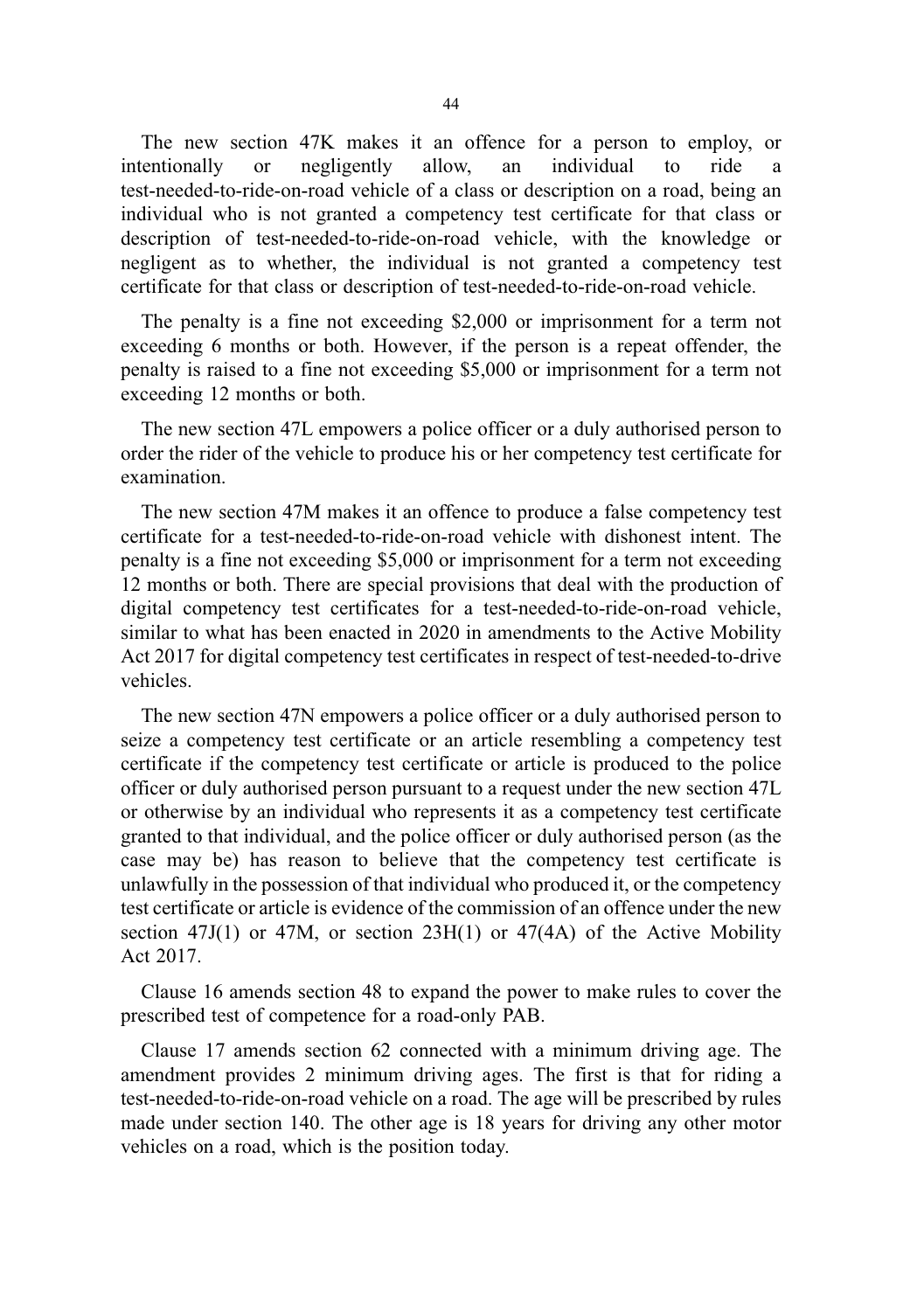The new section 47K makes it an offence for a person to employ, or intentionally or negligently allow, an individual to ride a test-needed-to-ride-on-road vehicle of a class or description on a road, being an individual who is not granted a competency test certificate for that class or description of test-needed-to-ride-on-road vehicle, with the knowledge or negligent as to whether, the individual is not granted a competency test certificate for that class or description of test-needed-to-ride-on-road vehicle.

The penalty is a fine not exceeding $2,000 or imprisonment for a term not exceeding 6 months or both. However, if the person is a repeat offender, the penalty is raised to a fine not exceeding $5,000 or imprisonment for a term not exceeding 12 months or both.

The new section 47L empowers a police officer or a duly authorised person to order the rider of the vehicle to produce his or her competency test certificate for examination.

The new section 47M makes it an offence to produce a false competency test certificate for a test-needed-to-ride-on-road vehicle with dishonest intent. The penalty is a fine not exceeding $5,000 or imprisonment for a term not exceeding 12 months or both. There are special provisions that deal with the production of digital competency test certificates for a test-needed-to-ride-on-road vehicle, similar to what has been enacted in 2020 in amendments to the Active Mobility Act 2017 for digital competency test certificates in respect of test-needed-to-drive vehicles.

The new section 47N empowers a police officer or a duly authorised person to seize a competency test certificate or an article resembling a competency test certificate if the competency test certificate or article is produced to the police officer or duly authorised person pursuant to a request under the new section 47L or otherwise by an individual who represents it as a competency test certificate granted to that individual, and the police officer or duly authorised person (as the case may be) has reason to believe that the competency test certificate is unlawfully in the possession of that individual who produced it, or the competency test certificate or article is evidence of the commission of an offence under the new section 47J(1) or 47M, or section 23H(1) or 47(4A) of the Active Mobility Act 2017.

Clause 16 amends section 48 to expand the power to make rules to cover the prescribed test of competence for a road-only PAB.

Clause 17 amends section 62 connected with a minimum driving age. The amendment provides 2 minimum driving ages. The first is that for riding a test-needed-to-ride-on-road vehicle on a road. The age will be prescribed by rules made under section 140. The other age is 18 years for driving any other motor vehicles on a road, which is the position today.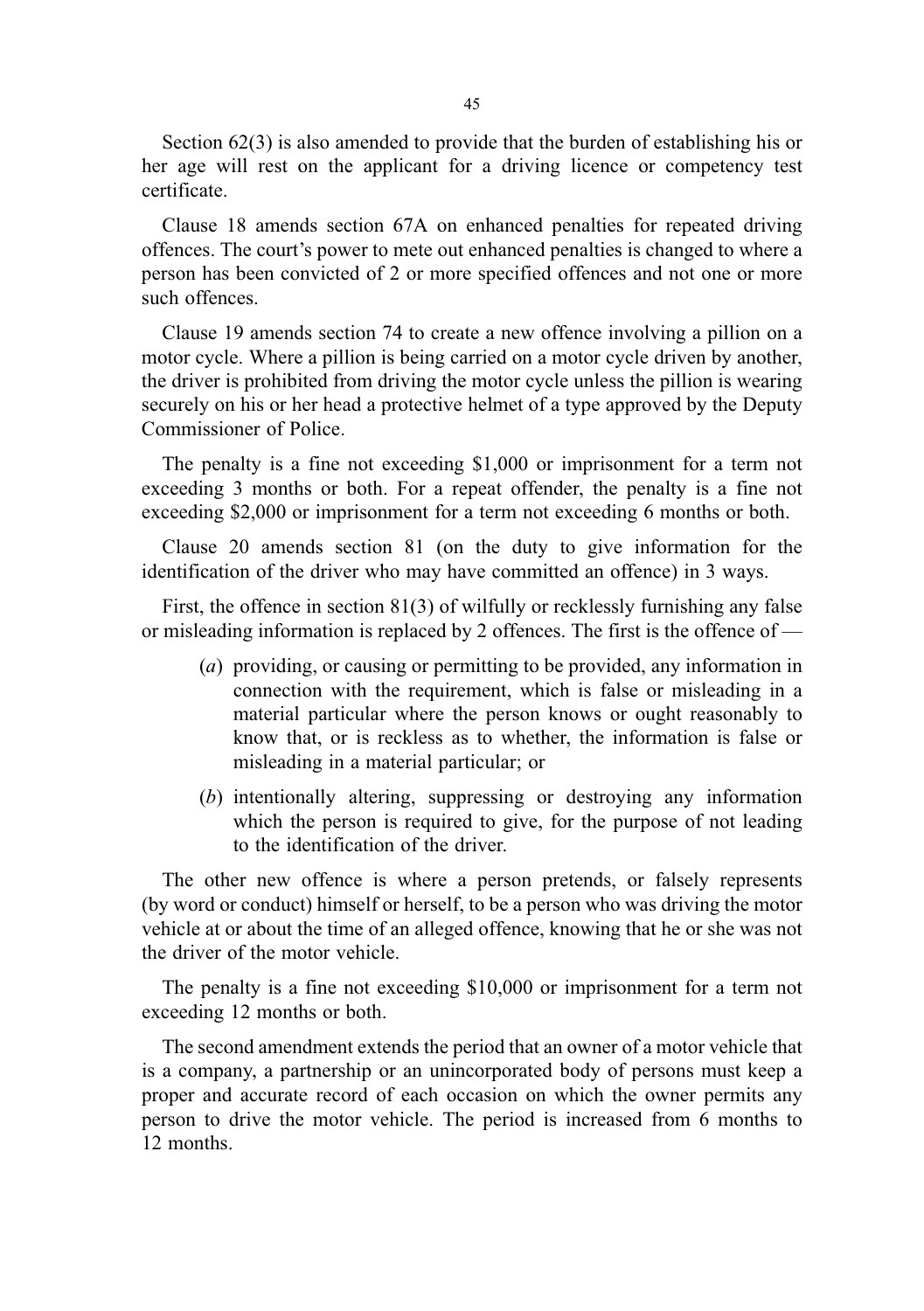Section 62(3) is also amended to provide that the burden of establishing his or her age will rest on the applicant for a driving licence or competency test certificate.

Clause 18 amends section 67A on enhanced penalties for repeated driving offences. The court's power to mete out enhanced penalties is changed to where a person has been convicted of 2 or more specified offences and not one or more such offences.

Clause 19 amends section 74 to create a new offence involving a pillion on a motor cycle. Where a pillion is being carried on a motor cycle driven by another, the driver is prohibited from driving the motor cycle unless the pillion is wearing securely on his or her head a protective helmet of a type approved by the Deputy Commissioner of Police.

The penalty is a fine not exceeding $1,000 or imprisonment for a term not exceeding 3 months or both. For a repeat offender, the penalty is a fine not exceeding $2,000 or imprisonment for a term not exceeding 6 months or both.

Clause 20 amends section 81 (on the duty to give information for the identification of the driver who may have committed an offence) in 3 ways.

First, the offence in section 81(3) of wilfully or recklessly furnishing any false or misleading information is replaced by 2 offences. The first is the offence of —

(*a*) providing, or causing or permitting to be provided, any information in connection with the requirement, which is false or misleading in a material particular where the person knows or ought reasonably to know that, or is reckless as to whether, the information is false or misleading in a material particular; or

(*b*) intentionally altering, suppressing or destroying any information which the person is required to give, for the purpose of not leading to the identification of the driver.

The other new offence is where a person pretends, or falsely represents (by word or conduct) himself or herself, to be a person who was driving the motor vehicle at or about the time of an alleged offence, knowing that he or she was not the driver of the motor vehicle.

The penalty is a fine not exceeding $10,000 or imprisonment for a term not exceeding 12 months or both.

The second amendment extends the period that an owner of a motor vehicle that is a company, a partnership or an unincorporated body of persons must keep a proper and accurate record of each occasion on which the owner permits any person to drive the motor vehicle. The period is increased from 6 months to 12 months.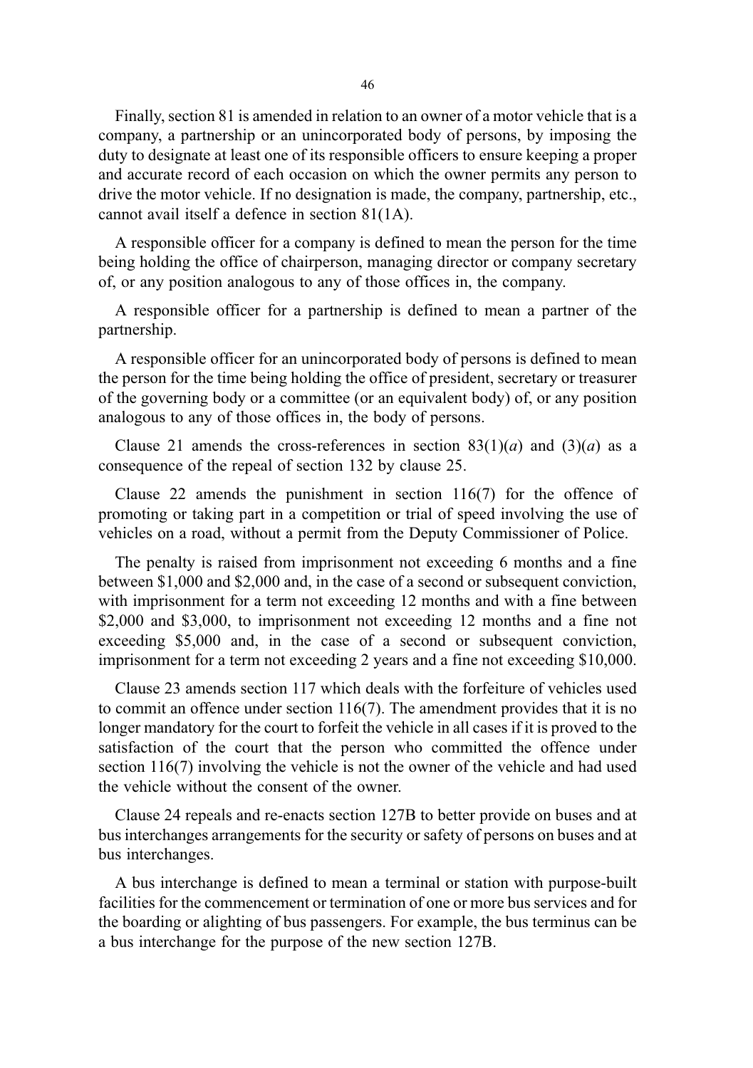Finally, section 81 is amended in relation to an owner of a motor vehicle that is a company, a partnership or an unincorporated body of persons, by imposing the duty to designate at least one of its responsible officers to ensure keeping a proper and accurate record of each occasion on which the owner permits any person to drive the motor vehicle. If no designation is made, the company, partnership, etc., cannot avail itself a defence in section 81(1A).

A responsible officer for a company is defined to mean the person for the time being holding the office of chairperson, managing director or company secretary of, or any position analogous to any of those offices in, the company.

A responsible officer for a partnership is defined to mean a partner of the partnership.

A responsible officer for an unincorporated body of persons is defined to mean the person for the time being holding the office of president, secretary or treasurer of the governing body or a committee (or an equivalent body) of, or any position analogous to any of those offices in, the body of persons.

Clause 21 amends the cross-references in section 83(1)(*a*) and (3)(*a*) as a consequence of the repeal of section 132 by clause 25.

Clause 22 amends the punishment in section 116(7) for the offence of promoting or taking part in a competition or trial of speed involving the use of vehicles on a road, without a permit from the Deputy Commissioner of Police.

The penalty is raised from imprisonment not exceeding 6 months and a fine between $1,000 and $2,000 and, in the case of a second or subsequent conviction, with imprisonment for a term not exceeding 12 months and with a fine between $2,000 and $3,000, to imprisonment not exceeding 12 months and a fine not exceeding $5,000 and, in the case of a second or subsequent conviction, imprisonment for a term not exceeding 2 years and a fine not exceeding $10,000.

Clause 23 amends section 117 which deals with the forfeiture of vehicles used to commit an offence under section 116(7). The amendment provides that it is no longer mandatory for the court to forfeit the vehicle in all cases if it is proved to the satisfaction of the court that the person who committed the offence under section 116(7) involving the vehicle is not the owner of the vehicle and had used the vehicle without the consent of the owner.

Clause 24 repeals and re-enacts section 127B to better provide on buses and at bus interchanges arrangements for the security or safety of persons on buses and at bus interchanges.

A bus interchange is defined to mean a terminal or station with purpose-built facilities for the commencement or termination of one or more bus services and for the boarding or alighting of bus passengers. For example, the bus terminus can be a bus interchange for the purpose of the new section 127B.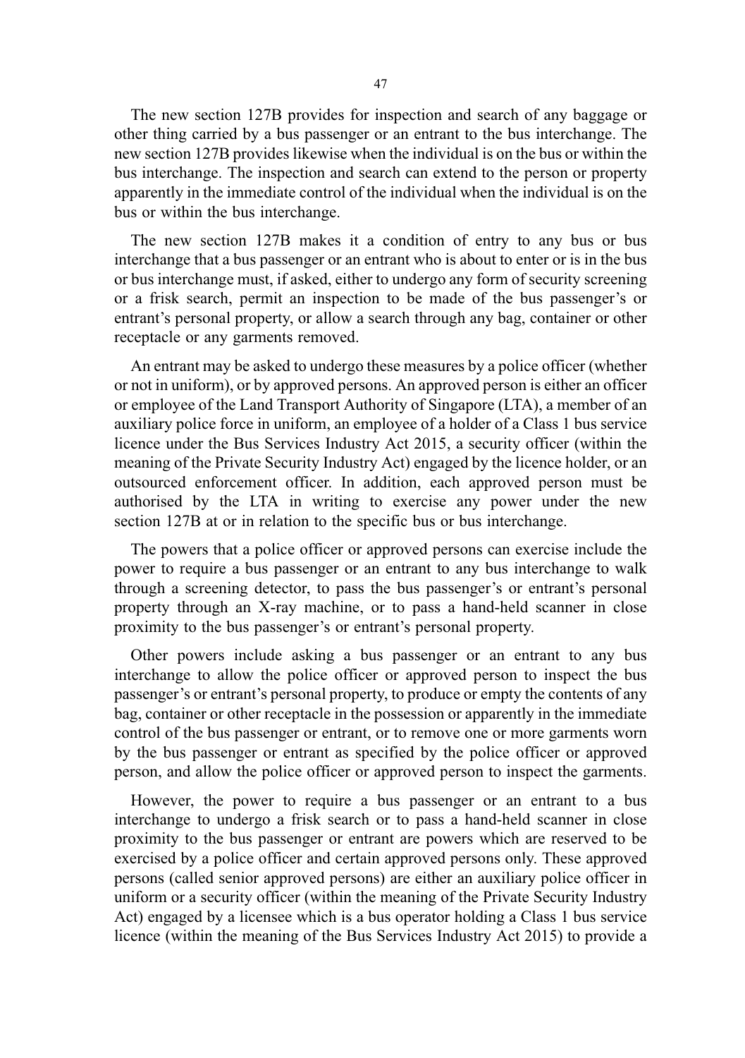The new section 127B provides for inspection and search of any baggage or other thing carried by a bus passenger or an entrant to the bus interchange. The new section 127B provides likewise when the individual is on the bus or within the bus interchange. The inspection and search can extend to the person or property apparently in the immediate control of the individual when the individual is on the bus or within the bus interchange.

The new section 127B makes it a condition of entry to any bus or bus interchange that a bus passenger or an entrant who is about to enter or is in the bus or bus interchange must, if asked, either to undergo any form of security screening or a frisk search, permit an inspection to be made of the bus passenger's or entrant's personal property, or allow a search through any bag, container or other receptacle or any garments removed.

An entrant may be asked to undergo these measures by a police officer (whether or not in uniform), or by approved persons. An approved person is either an officer or employee of the Land Transport Authority of Singapore (LTA), a member of an auxiliary police force in uniform, an employee of a holder of a Class 1 bus service licence under the Bus Services Industry Act 2015, a security officer (within the meaning of the Private Security Industry Act) engaged by the licence holder, or an outsourced enforcement officer. In addition, each approved person must be authorised by the LTA in writing to exercise any power under the new section 127B at or in relation to the specific bus or bus interchange.

The powers that a police officer or approved persons can exercise include the power to require a bus passenger or an entrant to any bus interchange to walk through a screening detector, to pass the bus passenger's or entrant's personal property through an X-ray machine, or to pass a hand-held scanner in close proximity to the bus passenger's or entrant's personal property.

Other powers include asking a bus passenger or an entrant to any bus interchange to allow the police officer or approved person to inspect the bus passenger's or entrant's personal property, to produce or empty the contents of any bag, container or other receptacle in the possession or apparently in the immediate control of the bus passenger or entrant, or to remove one or more garments worn by the bus passenger or entrant as specified by the police officer or approved person, and allow the police officer or approved person to inspect the garments.

However, the power to require a bus passenger or an entrant to a bus interchange to undergo a frisk search or to pass a hand-held scanner in close proximity to the bus passenger or entrant are powers which are reserved to be exercised by a police officer and certain approved persons only. These approved persons (called senior approved persons) are either an auxiliary police officer in uniform or a security officer (within the meaning of the Private Security Industry Act) engaged by a licensee which is a bus operator holding a Class 1 bus service licence (within the meaning of the Bus Services Industry Act 2015) to provide a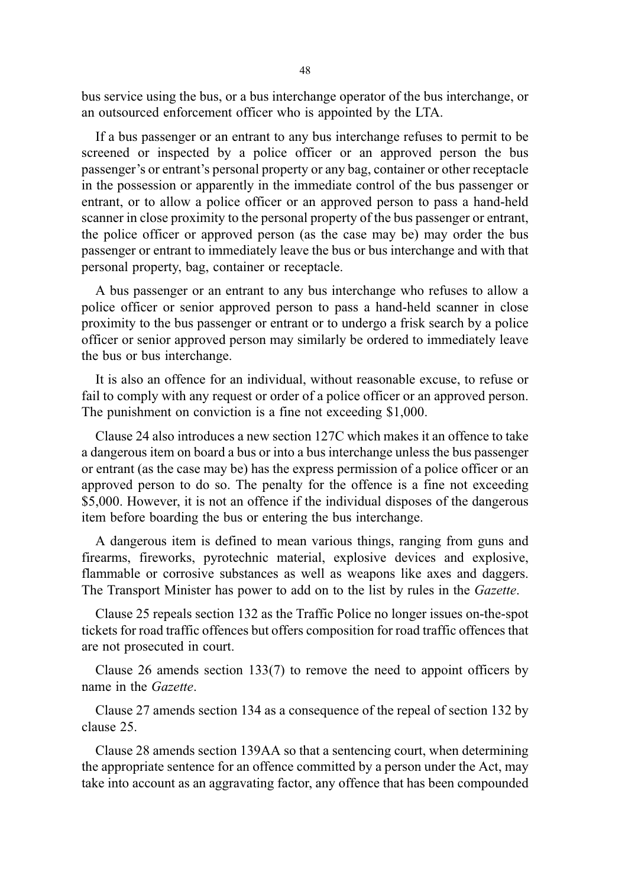bus service using the bus, or a bus interchange operator of the bus interchange, or an outsourced enforcement officer who is appointed by the LTA.

If a bus passenger or an entrant to any bus interchange refuses to permit to be screened or inspected by a police officer or an approved person the bus passenger's or entrant's personal property or any bag, container or other receptacle in the possession or apparently in the immediate control of the bus passenger or entrant, or to allow a police officer or an approved person to pass a hand-held scanner in close proximity to the personal property of the bus passenger or entrant, the police officer or approved person (as the case may be) may order the bus passenger or entrant to immediately leave the bus or bus interchange and with that personal property, bag, container or receptacle.

A bus passenger or an entrant to any bus interchange who refuses to allow a police officer or senior approved person to pass a hand-held scanner in close proximity to the bus passenger or entrant or to undergo a frisk search by a police officer or senior approved person may similarly be ordered to immediately leave the bus or bus interchange.

It is also an offence for an individual, without reasonable excuse, to refuse or fail to comply with any request or order of a police officer or an approved person. The punishment on conviction is a fine not exceeding $1,000.

Clause 24 also introduces a new section 127C which makes it an offence to take a dangerous item on board a bus or into a bus interchange unless the bus passenger or entrant (as the case may be) has the express permission of a police officer or an approved person to do so. The penalty for the offence is a fine not exceeding $5,000. However, it is not an offence if the individual disposes of the dangerous item before boarding the bus or entering the bus interchange.

A dangerous item is defined to mean various things, ranging from guns and firearms, fireworks, pyrotechnic material, explosive devices and explosive, flammable or corrosive substances as well as weapons like axes and daggers. The Transport Minister has power to add on to the list by rules in the *Gazette*.

Clause 25 repeals section 132 as the Traffic Police no longer issues on-the-spot tickets for road traffic offences but offers composition for road traffic offences that are not prosecuted in court.

Clause 26 amends section 133(7) to remove the need to appoint officers by name in the *Gazette*.

Clause 27 amends section 134 as a consequence of the repeal of section 132 by clause 25.

Clause 28 amends section 139AA so that a sentencing court, when determining the appropriate sentence for an offence committed by a person under the Act, may take into account as an aggravating factor, any offence that has been compounded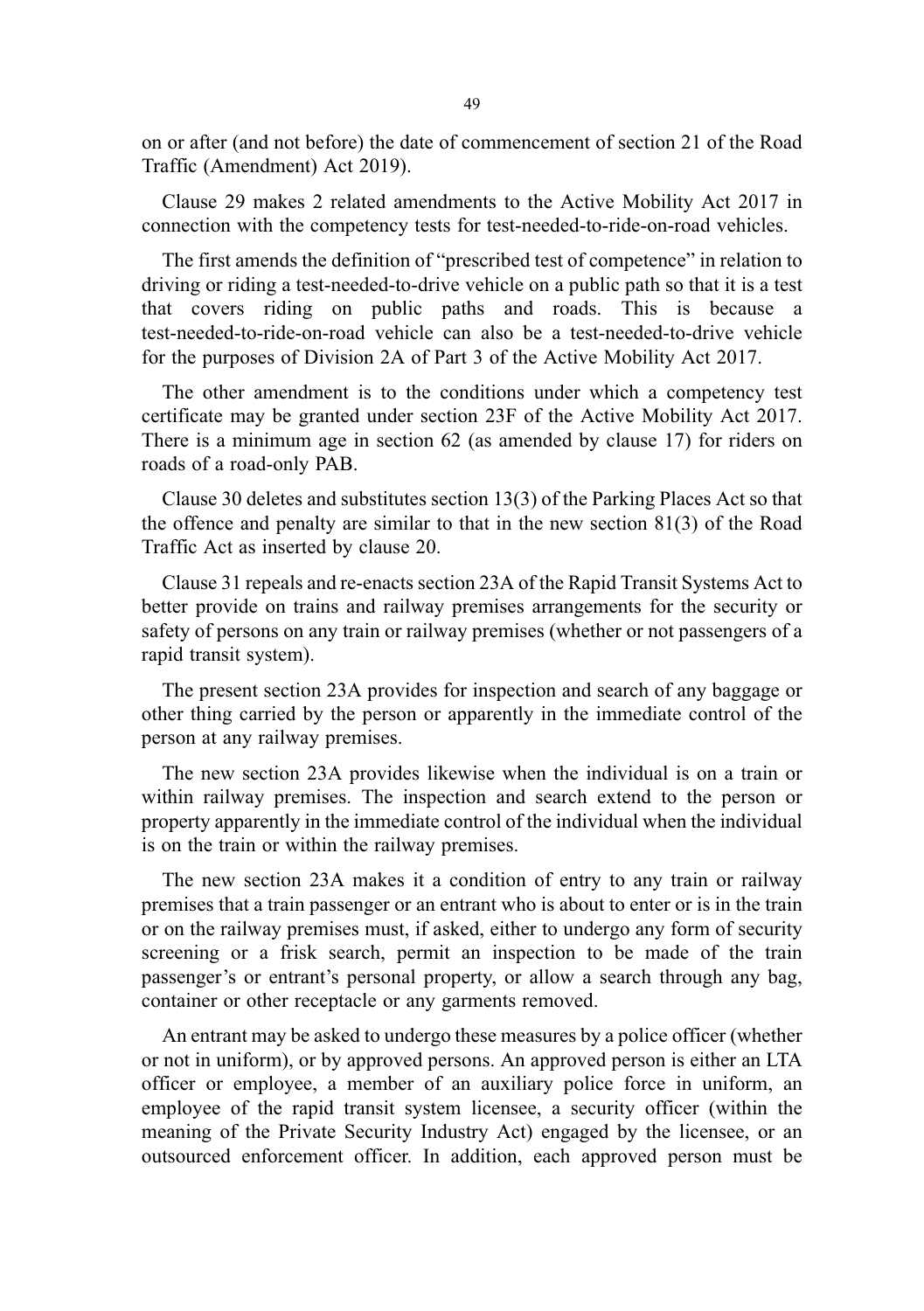on or after (and not before) the date of commencement of section 21 of the Road Traffic (Amendment) Act 2019).

Clause 29 makes 2 related amendments to the Active Mobility Act 2017 in connection with the competency tests for test-needed-to-ride-on-road vehicles.

The first amends the definition of "prescribed test of competence" in relation to driving or riding a test-needed-to-drive vehicle on a public path so that it is a test that covers riding on public paths and roads. This is because a test-needed-to-ride-on-road vehicle can also be a test-needed-to-drive vehicle for the purposes of Division 2A of Part 3 of the Active Mobility Act 2017.

The other amendment is to the conditions under which a competency test certificate may be granted under section 23F of the Active Mobility Act 2017. There is a minimum age in section 62 (as amended by clause 17) for riders on roads of a road-only PAB.

Clause 30 deletes and substitutes section 13(3) of the Parking Places Act so that the offence and penalty are similar to that in the new section 81(3) of the Road Traffic Act as inserted by clause 20.

Clause 31 repeals and re-enacts section 23A of the Rapid Transit Systems Act to better provide on trains and railway premises arrangements for the security or safety of persons on any train or railway premises (whether or not passengers of a rapid transit system).

The present section 23A provides for inspection and search of any baggage or other thing carried by the person or apparently in the immediate control of the person at any railway premises.

The new section 23A provides likewise when the individual is on a train or within railway premises. The inspection and search extend to the person or property apparently in the immediate control of the individual when the individual is on the train or within the railway premises.

The new section 23A makes it a condition of entry to any train or railway premises that a train passenger or an entrant who is about to enter or is in the train or on the railway premises must, if asked, either to undergo any form of security screening or a frisk search, permit an inspection to be made of the train passenger's or entrant's personal property, or allow a search through any bag, container or other receptacle or any garments removed.

An entrant may be asked to undergo these measures by a police officer (whether or not in uniform), or by approved persons. An approved person is either an LTA officer or employee, a member of an auxiliary police force in uniform, an employee of the rapid transit system licensee, a security officer (within the meaning of the Private Security Industry Act) engaged by the licensee, or an outsourced enforcement officer. In addition, each approved person must be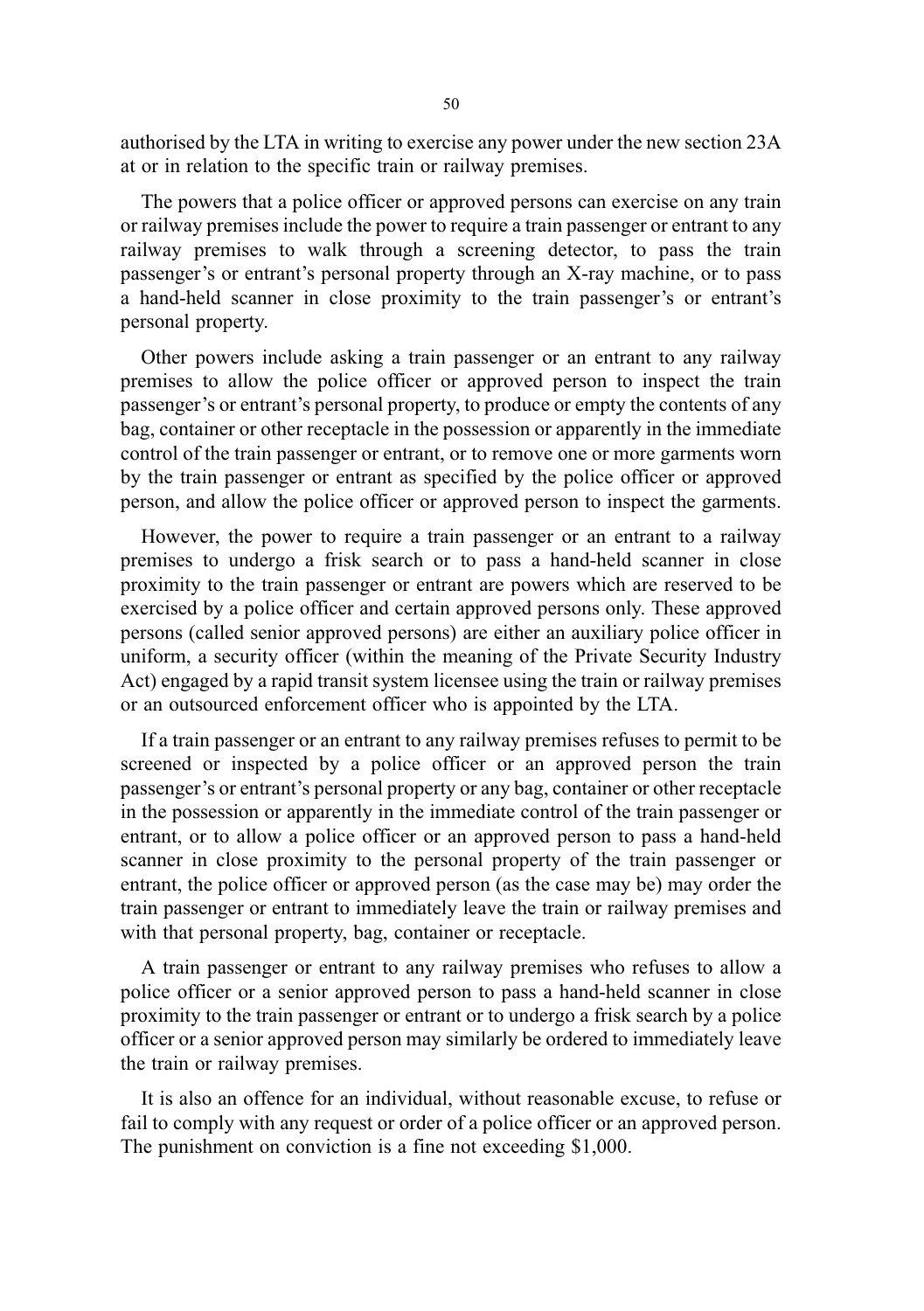authorised by the LTA in writing to exercise any power under the new section 23A at or in relation to the specific train or railway premises.

The powers that a police officer or approved persons can exercise on any train or railway premises include the power to require a train passenger or entrant to any railway premises to walk through a screening detector, to pass the train passenger's or entrant's personal property through an X-ray machine, or to pass a hand-held scanner in close proximity to the train passenger's or entrant's personal property.

Other powers include asking a train passenger or an entrant to any railway premises to allow the police officer or approved person to inspect the train passenger's or entrant's personal property, to produce or empty the contents of any bag, container or other receptacle in the possession or apparently in the immediate control of the train passenger or entrant, or to remove one or more garments worn by the train passenger or entrant as specified by the police officer or approved person, and allow the police officer or approved person to inspect the garments.

However, the power to require a train passenger or an entrant to a railway premises to undergo a frisk search or to pass a hand-held scanner in close proximity to the train passenger or entrant are powers which are reserved to be exercised by a police officer and certain approved persons only. These approved persons (called senior approved persons) are either an auxiliary police officer in uniform, a security officer (within the meaning of the Private Security Industry Act) engaged by a rapid transit system licensee using the train or railway premises or an outsourced enforcement officer who is appointed by the LTA.

If a train passenger or an entrant to any railway premises refuses to permit to be screened or inspected by a police officer or an approved person the train passenger's or entrant's personal property or any bag, container or other receptacle in the possession or apparently in the immediate control of the train passenger or entrant, or to allow a police officer or an approved person to pass a hand-held scanner in close proximity to the personal property of the train passenger or entrant, the police officer or approved person (as the case may be) may order the train passenger or entrant to immediately leave the train or railway premises and with that personal property, bag, container or receptacle.

A train passenger or entrant to any railway premises who refuses to allow a police officer or a senior approved person to pass a hand-held scanner in close proximity to the train passenger or entrant or to undergo a frisk search by a police officer or a senior approved person may similarly be ordered to immediately leave the train or railway premises.

It is also an offence for an individual, without reasonable excuse, to refuse or fail to comply with any request or order of a police officer or an approved person. The punishment on conviction is a fine not exceeding $1,000.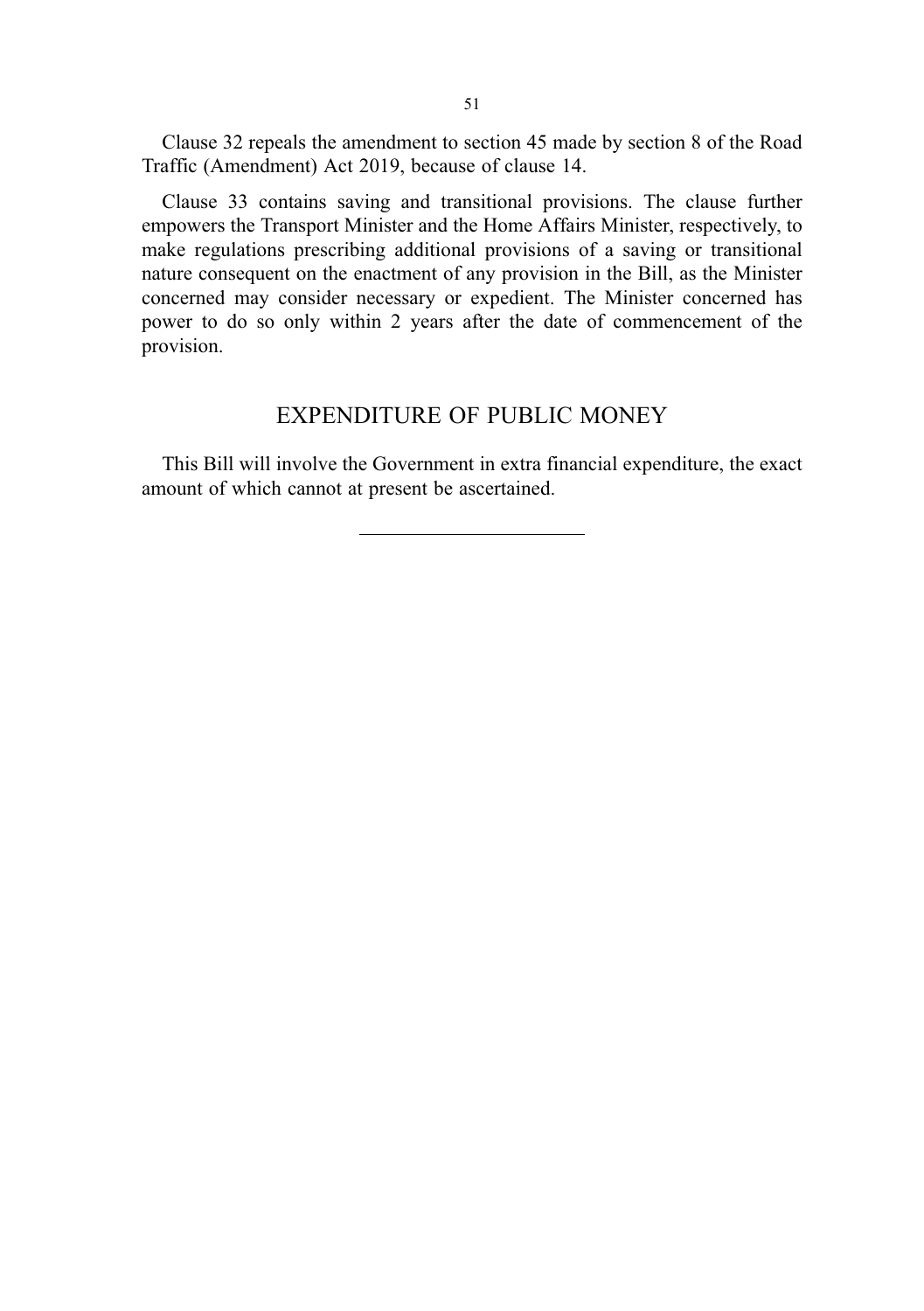Clause 32 repeals the amendment to section 45 made by section 8 of the Road Traffic (Amendment) Act 2019, because of clause 14.

Clause 33 contains saving and transitional provisions. The clause further empowers the Transport Minister and the Home Affairs Minister, respectively, to make regulations prescribing additional provisions of a saving or transitional nature consequent on the enactment of any provision in the Bill, as the Minister concerned may consider necessary or expedient. The Minister concerned has power to do so only within 2 years after the date of commencement of the provision.

## EXPENDITURE OF PUBLIC MONEY

This Bill will involve the Government in extra financial expenditure, the exact amount of which cannot at present be ascertained.